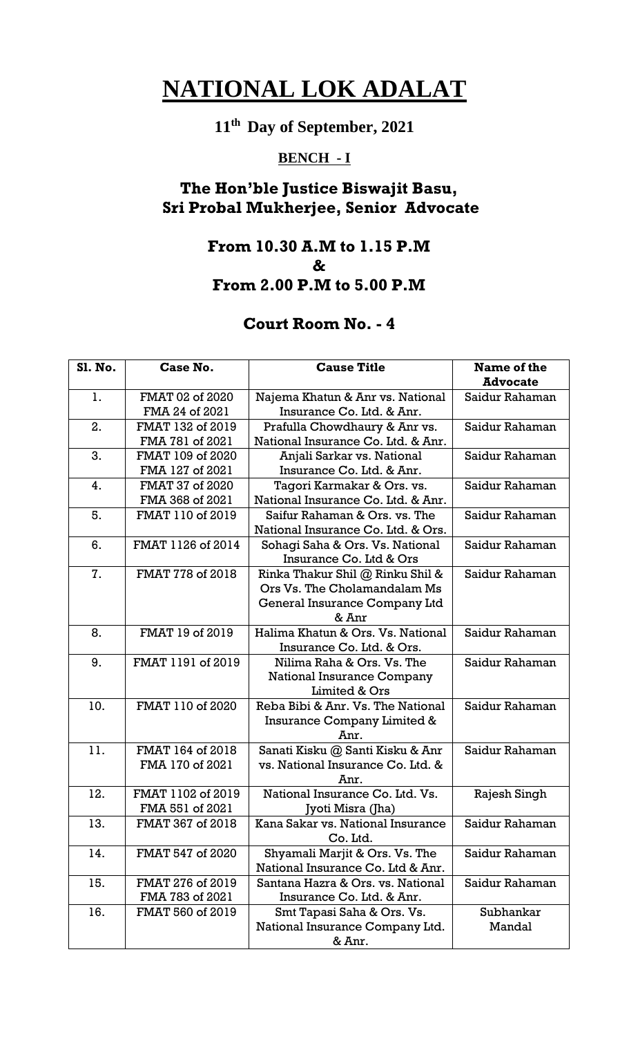# NATIONAL LOK ADALAT

## 11th Day of September, 2021

### BENCH - I

### The Hon'ble Justice Biswajit Basu, Sri Probal Mukherjee, Senior Advocate

### From 10.30 A.M to 1.15 P.M & From 2.00 P.M to 5.00 P.M

### Court Room No. - 4

| Sl. No. | Case No. | Cause Title | Name of the Advocate |
|---|---|---|---|
| 1. | FMAT 02 of 2020 FMA 24 of 2021 | Najema Khatun & Anr vs. National Insurance Co. Ltd. & Anr. | Saidur Rahaman |
| 2. | FMAT 132 of 2019 FMA 781 of 2021 | Prafulla Chowdhaury & Anr vs. National Insurance Co. Ltd. & Anr. | Saidur Rahaman |
| 3. | FMAT 109 of 2020 FMA 127 of 2021 | Anjali Sarkar vs. National Insurance Co. Ltd. & Anr. | Saidur Rahaman |
| 4. | FMAT 37 of 2020 FMA 368 of 2021 | Tagori Karmakar & Ors. vs. National Insurance Co. Ltd. & Anr. | Saidur Rahaman |
| 5. | FMAT 110 of 2019 | Saifur Rahaman & Ors. vs. The National Insurance Co. Ltd. & Ors. | Saidur Rahaman |
| 6. | FMAT 1126 of 2014 | Sohagi Saha & Ors. Vs. National Insurance Co. Ltd & Ors | Saidur Rahaman |
| 7. | FMAT 778 of 2018 | Rinka Thakur Shil @ Rinku Shil & Ors Vs. The Cholamandalam Ms General Insurance Company Ltd & Anr | Saidur Rahaman |
| 8. | FMAT 19 of 2019 | Halima Khatun & Ors. Vs. National Insurance Co. Ltd. & Ors. | Saidur Rahaman |
| 9. | FMAT 1191 of 2019 | Nilima Raha & Ors. Vs. The National Insurance Company Limited & Ors | Saidur Rahaman |
| 10. | FMAT 110 of 2020 | Reba Bibi & Anr. Vs. The National Insurance Company Limited & Anr. | Saidur Rahaman |
| 11. | FMAT 164 of 2018 FMA 170 of 2021 | Sanati Kisku @ Santi Kisku & Anr vs. National Insurance Co. Ltd. & Anr. | Saidur Rahaman |
| 12. | FMAT 1102 of 2019 FMA 551 of 2021 | National Insurance Co. Ltd. Vs. Jyoti Misra (Jha) | Rajesh Singh |
| 13. | FMAT 367 of 2018 | Kana Sakar vs. National Insurance Co. Ltd. | Saidur Rahaman |
| 14. | FMAT 547 of 2020 | Shyamali Marjit & Ors. Vs. The National Insurance Co. Ltd & Anr. | Saidur Rahaman |
| 15. | FMAT 276 of 2019 FMA 783 of 2021 | Santana Hazra & Ors. vs. National Insurance Co. Ltd. & Anr. | Saidur Rahaman |
| 16. | FMAT 560 of 2019 | Smt Tapasi Saha & Ors. Vs. National Insurance Company Ltd. & Anr. | Subhankar Mandal |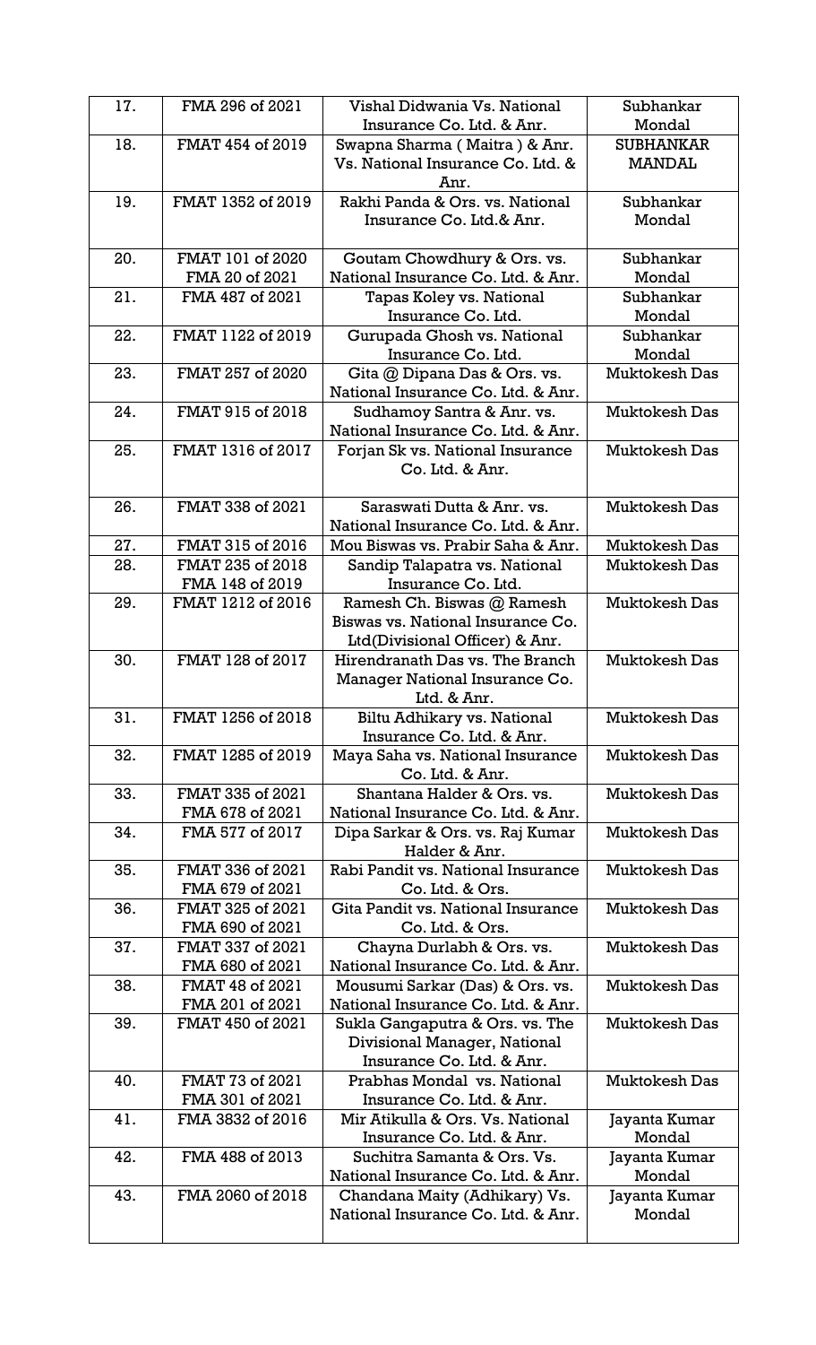| 17. | FMA 296 of 2021 | Vishal Didwania Vs. National Insurance Co. Ltd. & Anr. | Subhankar Mondal |
|---|---|---|---|
| 18. | FMAT 454 of 2019 | Swapna Sharma ( Maitra ) & Anr. Vs. National Insurance Co. Ltd. & Anr. | SUBHANKAR MANDAL |
| 19. | FMAT 1352 of 2019 | Rakhi Panda & Ors. vs. National Insurance Co. Ltd.& Anr. | Subhankar Mondal |
| 20. | FMAT 101 of 2020<br>FMA 20 of 2021 | Goutam Chowdhury & Ors. vs. National Insurance Co. Ltd. & Anr. | Subhankar Mondal |
| 21. | FMA 487 of 2021 | Tapas Koley vs. National Insurance Co. Ltd. | Subhankar Mondal |
| 22. | FMAT 1122 of 2019 | Gurupada Ghosh vs. National Insurance Co. Ltd. | Subhankar Mondal |
| 23. | FMAT 257 of 2020 | Gita @ Dipana Das & Ors. vs. National Insurance Co. Ltd. & Anr. | Muktokesh Das |
| 24. | FMAT 915 of 2018 | Sudhamoy Santra & Anr. vs. National Insurance Co. Ltd. & Anr. | Muktokesh Das |
| 25. | FMAT 1316 of 2017 | Forjan Sk vs. National Insurance Co. Ltd. & Anr. | Muktokesh Das |
| 26. | FMAT 338 of 2021 | Saraswati Dutta & Anr. vs. National Insurance Co. Ltd. & Anr. | Muktokesh Das |
| 27. | FMAT 315 of 2016 | Mou Biswas vs. Prabir Saha & Anr. | Muktokesh Das |
| 28. | FMAT 235 of 2018<br>FMA 148 of 2019 | Sandip Talapatra vs. National Insurance Co. Ltd. | Muktokesh Das |
| 29. | FMAT 1212 of 2016 | Ramesh Ch. Biswas @ Ramesh Biswas vs. National Insurance Co. Ltd(Divisional Officer) & Anr. | Muktokesh Das |
| 30. | FMAT 128 of 2017 | Hirendranath Das vs. The Branch Manager National Insurance Co. Ltd. & Anr. | Muktokesh Das |
| 31. | FMAT 1256 of 2018 | Biltu Adhikary vs. National Insurance Co. Ltd. & Anr. | Muktokesh Das |
| 32. | FMAT 1285 of 2019 | Maya Saha vs. National Insurance Co. Ltd. & Anr. | Muktokesh Das |
| 33. | FMAT 335 of 2021<br>FMA 678 of 2021 | Shantana Halder & Ors. vs. National Insurance Co. Ltd. & Anr. | Muktokesh Das |
| 34. | FMA 577 of 2017 | Dipa Sarkar & Ors. vs. Raj Kumar Halder & Anr. | Muktokesh Das |
| 35. | FMAT 336 of 2021<br>FMA 679 of 2021 | Rabi Pandit vs. National Insurance Co. Ltd. & Ors. | Muktokesh Das |
| 36. | FMAT 325 of 2021<br>FMA 690 of 2021 | Gita Pandit vs. National Insurance Co. Ltd. & Ors. | Muktokesh Das |
| 37. | FMAT 337 of 2021<br>FMA 680 of 2021 | Chayna Durlabh & Ors. vs. National Insurance Co. Ltd. & Anr. | Muktokesh Das |
| 38. | FMAT 48 of 2021<br>FMA 201 of 2021 | Mousumi Sarkar (Das) & Ors. vs. National Insurance Co. Ltd. & Anr. | Muktokesh Das |
| 39. | FMAT 450 of 2021 | Sukla Gangaputra & Ors. vs. The Divisional Manager, National Insurance Co. Ltd. & Anr. | Muktokesh Das |
| 40. | FMAT 73 of 2021<br>FMA 301 of 2021 | Prabhas Mondal vs. National Insurance Co. Ltd. & Anr. | Muktokesh Das |
| 41. | FMA 3832 of 2016 | Mir Atikulla & Ors. Vs. National Insurance Co. Ltd. & Anr. | Jayanta Kumar Mondal |
| 42. | FMA 488 of 2013 | Suchitra Samanta & Ors. Vs. National Insurance Co. Ltd. & Anr. | Jayanta Kumar Mondal |
| 43. | FMA 2060 of 2018 | Chandana Maity (Adhikary) Vs. National Insurance Co. Ltd. & Anr. | Jayanta Kumar Mondal |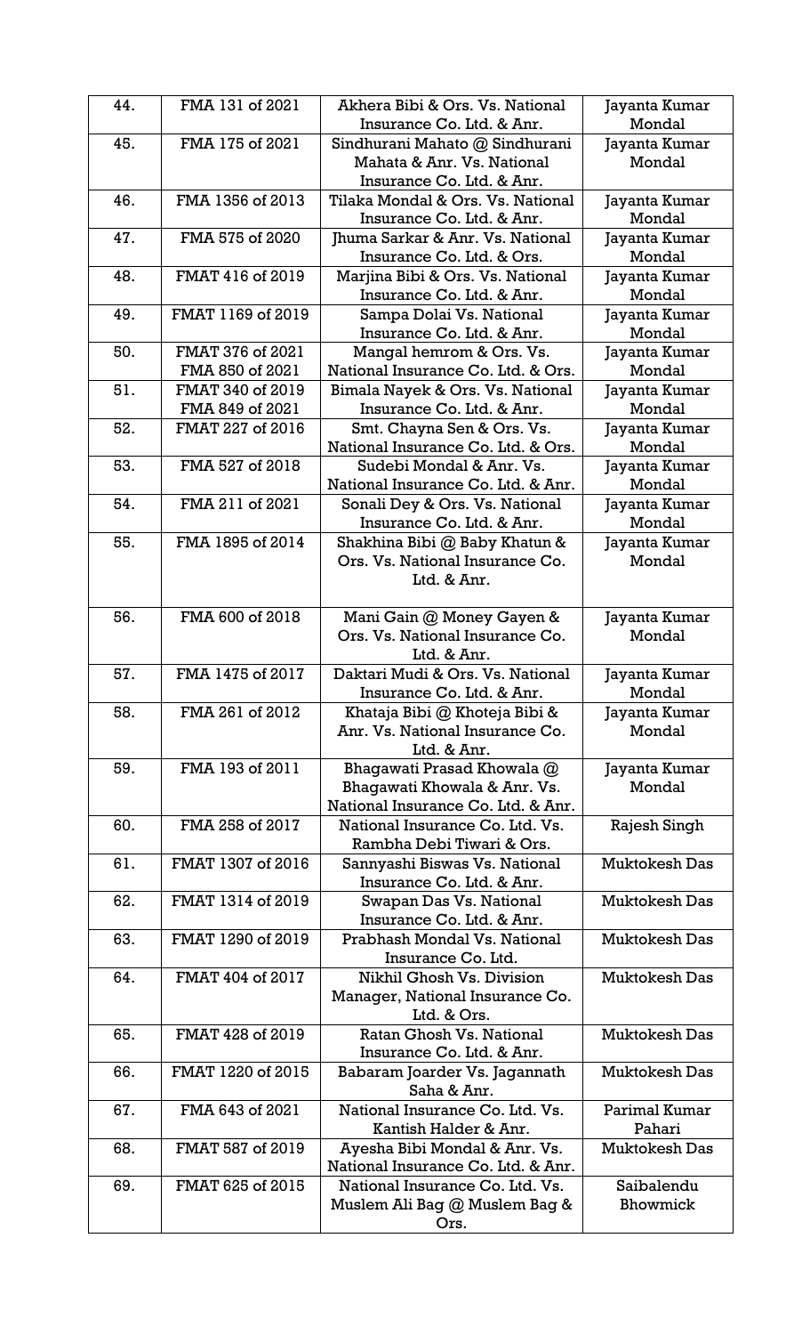| 44. | FMA 131 of 2021 | Akhera Bibi & Ors. Vs. National Insurance Co. Ltd. & Anr. | Jayanta Kumar Mondal |
|---|---|---|---|
| 45. | FMA 175 of 2021 | Sindhurani Mahato @ Sindhurani Mahata & Anr. Vs. National Insurance Co. Ltd. & Anr. | Jayanta Kumar Mondal |
| 46. | FMA 1356 of 2013 | Tilaka Mondal & Ors. Vs. National Insurance Co. Ltd. & Anr. | Jayanta Kumar Mondal |
| 47. | FMA 575 of 2020 | Jhuma Sarkar & Anr. Vs. National Insurance Co. Ltd. & Ors. | Jayanta Kumar Mondal |
| 48. | FMAT 416 of 2019 | Marjina Bibi & Ors. Vs. National Insurance Co. Ltd. & Anr. | Jayanta Kumar Mondal |
| 49. | FMAT 1169 of 2019 | Sampa Dolai Vs. National Insurance Co. Ltd. & Anr. | Jayanta Kumar Mondal |
| 50. | FMAT 376 of 2021<br>FMA 850 of 2021 | Mangal hemrom & Ors. Vs. National Insurance Co. Ltd. & Ors. | Jayanta Kumar Mondal |
| 51. | FMAT 340 of 2019<br>FMA 849 of 2021 | Bimala Nayek & Ors. Vs. National Insurance Co. Ltd. & Anr. | Jayanta Kumar Mondal |
| 52. | FMAT 227 of 2016 | Smt. Chayna Sen & Ors. Vs. National Insurance Co. Ltd. & Ors. | Jayanta Kumar Mondal |
| 53. | FMA 527 of 2018 | Sudebi Mondal & Anr. Vs. National Insurance Co. Ltd. & Anr. | Jayanta Kumar Mondal |
| 54. | FMA 211 of 2021 | Sonali Dey & Ors. Vs. National Insurance Co. Ltd. & Anr. | Jayanta Kumar Mondal |
| 55. | FMA 1895 of 2014 | Shakhina Bibi @ Baby Khatun & Ors. Vs. National Insurance Co. Ltd. & Anr. | Jayanta Kumar Mondal |
| 56. | FMA 600 of 2018 | Mani Gain @ Money Gayen & Ors. Vs. National Insurance Co. Ltd. & Anr. | Jayanta Kumar Mondal |
| 57. | FMA 1475 of 2017 | Daktari Mudi & Ors. Vs. National Insurance Co. Ltd. & Anr. | Jayanta Kumar Mondal |
| 58. | FMA 261 of 2012 | Khataja Bibi @ Khoteja Bibi & Anr. Vs. National Insurance Co. Ltd. & Anr. | Jayanta Kumar Mondal |
| 59. | FMA 193 of 2011 | Bhagawati Prasad Khowala @ Bhagawati Khowala & Anr. Vs. National Insurance Co. Ltd. & Anr. | Jayanta Kumar Mondal |
| 60. | FMA 258 of 2017 | National Insurance Co. Ltd. Vs. Rambha Debi Tiwari & Ors. | Rajesh Singh |
| 61. | FMAT 1307 of 2016 | Sannyashi Biswas Vs. National Insurance Co. Ltd. & Anr. | Muktokesh Das |
| 62. | FMAT 1314 of 2019 | Swapan Das Vs. National Insurance Co. Ltd. & Anr. | Muktokesh Das |
| 63. | FMAT 1290 of 2019 | Prabhash Mondal Vs. National Insurance Co. Ltd. | Muktokesh Das |
| 64. | FMAT 404 of 2017 | Nikhil Ghosh Vs. Division Manager, National Insurance Co. Ltd. & Ors. | Muktokesh Das |
| 65. | FMAT 428 of 2019 | Ratan Ghosh Vs. National Insurance Co. Ltd. & Anr. | Muktokesh Das |
| 66. | FMAT 1220 of 2015 | Babaram Joarder Vs. Jagannath Saha & Anr. | Muktokesh Das |
| 67. | FMA 643 of 2021 | National Insurance Co. Ltd. Vs. Kantish Halder & Anr. | Parimal Kumar Pahari |
| 68. | FMAT 587 of 2019 | Ayesha Bibi Mondal & Anr. Vs. National Insurance Co. Ltd. & Anr. | Muktokesh Das |
| 69. | FMAT 625 of 2015 | National Insurance Co. Ltd. Vs. Muslem Ali Bag @ Muslem Bag & Ors. | Saibalendu Bhowmick |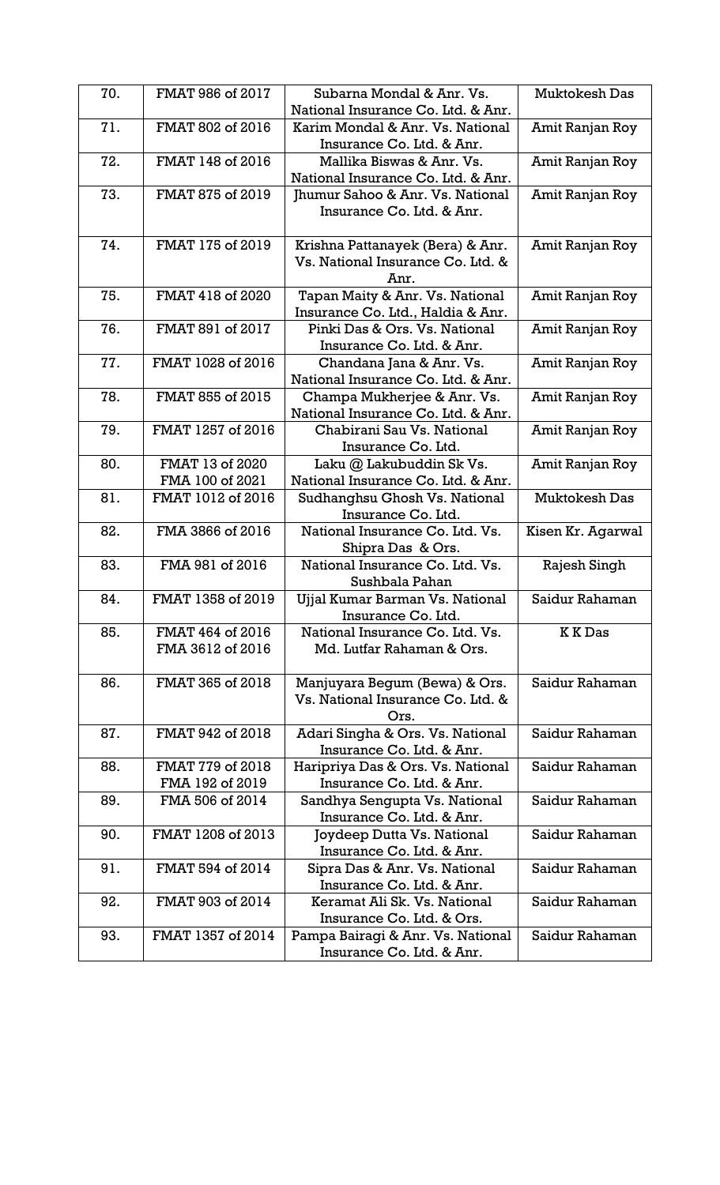| | | | |
|---|---|---|---|
| 70. | FMAT 986 of 2017 | Subarna Mondal & Anr. Vs. National Insurance Co. Ltd. & Anr. | Muktokesh Das |
| 71. | FMAT 802 of 2016 | Karim Mondal & Anr. Vs. National Insurance Co. Ltd. & Anr. | Amit Ranjan Roy |
| 72. | FMAT 148 of 2016 | Mallika Biswas & Anr. Vs. National Insurance Co. Ltd. & Anr. | Amit Ranjan Roy |
| 73. | FMAT 875 of 2019 | Jhumur Sahoo & Anr. Vs. National Insurance Co. Ltd. & Anr. | Amit Ranjan Roy |
| 74. | FMAT 175 of 2019 | Krishna Pattanayek (Bera) & Anr. Vs. National Insurance Co. Ltd. & Anr. | Amit Ranjan Roy |
| 75. | FMAT 418 of 2020 | Tapan Maity & Anr. Vs. National Insurance Co. Ltd., Haldia & Anr. | Amit Ranjan Roy |
| 76. | FMAT 891 of 2017 | Pinki Das & Ors. Vs. National Insurance Co. Ltd. & Anr. | Amit Ranjan Roy |
| 77. | FMAT 1028 of 2016 | Chandana Jana & Anr. Vs. National Insurance Co. Ltd. & Anr. | Amit Ranjan Roy |
| 78. | FMAT 855 of 2015 | Champa Mukherjee & Anr. Vs. National Insurance Co. Ltd. & Anr. | Amit Ranjan Roy |
| 79. | FMAT 1257 of 2016 | Chabirani Sau Vs. National Insurance Co. Ltd. | Amit Ranjan Roy |
| 80. | FMAT 13 of 2020<br>FMA 100 of 2021 | Laku @ Lakubuddin Sk Vs. National Insurance Co. Ltd. & Anr. | Amit Ranjan Roy |
| 81. | FMAT 1012 of 2016 | Sudhanghsu Ghosh Vs. National Insurance Co. Ltd. | Muktokesh Das |
| 82. | FMA 3866 of 2016 | National Insurance Co. Ltd. Vs. Shipra Das & Ors. | Kisen Kr. Agarwal |
| 83. | FMA 981 of 2016 | National Insurance Co. Ltd. Vs. Sushbala Pahan | Rajesh Singh |
| 84. | FMAT 1358 of 2019 | Ujjal Kumar Barman Vs. National Insurance Co. Ltd. | Saidur Rahaman |
| 85. | FMAT 464 of 2016<br>FMA 3612 of 2016 | National Insurance Co. Ltd. Vs. Md. Lutfar Rahaman & Ors. | K K Das |
| 86. | FMAT 365 of 2018 | Manjuyara Begum (Bewa) & Ors. Vs. National Insurance Co. Ltd. & Ors. | Saidur Rahaman |
| 87. | FMAT 942 of 2018 | Adari Singha & Ors. Vs. National Insurance Co. Ltd. & Anr. | Saidur Rahaman |
| 88. | FMAT 779 of 2018<br>FMA 192 of 2019 | Haripriya Das & Ors. Vs. National Insurance Co. Ltd. & Anr. | Saidur Rahaman |
| 89. | FMA 506 of 2014 | Sandhya Sengupta Vs. National Insurance Co. Ltd. & Anr. | Saidur Rahaman |
| 90. | FMAT 1208 of 2013 | Joydeep Dutta Vs. National Insurance Co. Ltd. & Anr. | Saidur Rahaman |
| 91. | FMAT 594 of 2014 | Sipra Das & Anr. Vs. National Insurance Co. Ltd. & Anr. | Saidur Rahaman |
| 92. | FMAT 903 of 2014 | Keramat Ali Sk. Vs. National Insurance Co. Ltd. & Ors. | Saidur Rahaman |
| 93. | FMAT 1357 of 2014 | Pampa Bairagi & Anr. Vs. National Insurance Co. Ltd. & Anr. | Saidur Rahaman |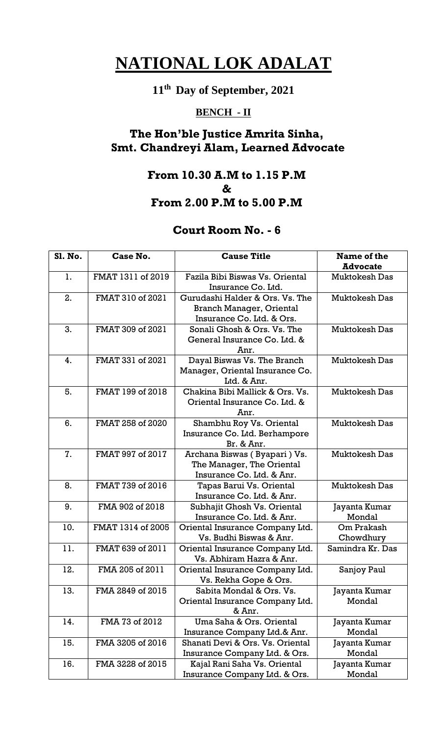# NATIONAL LOK ADALAT

## 11th Day of September, 2021

### BENCH - II

## The Hon'ble Justice Amrita Sinha, Smt. Chandreyi Alam, Learned Advocate

### From 10.30 A.M to 1.15 P.M
### &
### From 2.00 P.M to 5.00 P.M

## Court Room No. - 6

| Sl. No. | Case No. | Cause Title | Name of the Advocate |
|---|---|---|---|
| 1. | FMAT 1311 of 2019 | Fazila Bibi Biswas Vs. Oriental Insurance Co. Ltd. | Muktokesh Das |
| 2. | FMAT 310 of 2021 | Gurudashi Halder & Ors. Vs. The Branch Manager, Oriental Insurance Co. Ltd. & Ors. | Muktokesh Das |
| 3. | FMAT 309 of 2021 | Sonali Ghosh & Ors. Vs. The General Insurance Co. Ltd. & Anr. | Muktokesh Das |
| 4. | FMAT 331 of 2021 | Dayal Biswas Vs. The Branch Manager, Oriental Insurance Co. Ltd. & Anr. | Muktokesh Das |
| 5. | FMAT 199 of 2018 | Chakina Bibi Mallick & Ors. Vs. Oriental Insurance Co. Ltd. & Anr. | Muktokesh Das |
| 6. | FMAT 258 of 2020 | Shambhu Roy Vs. Oriental Insurance Co. Ltd. Berhampore Br. & Anr. | Muktokesh Das |
| 7. | FMAT 997 of 2017 | Archana Biswas ( Byapari ) Vs. The Manager, The Oriental Insurance Co. Ltd. & Anr. | Muktokesh Das |
| 8. | FMAT 739 of 2016 | Tapas Barui Vs. Oriental Insurance Co. Ltd. & Anr. | Muktokesh Das |
| 9. | FMA 902 of 2018 | Subhajit Ghosh Vs. Oriental Insurance Co. Ltd. & Anr. | Jayanta Kumar Mondal |
| 10. | FMAT 1314 of 2005 | Oriental Insurance Company Ltd. Vs. Budhi Biswas & Anr. | Om Prakash Chowdhury |
| 11. | FMAT 639 of 2011 | Oriental Insurance Company Ltd. Vs. Abhiram Hazra & Anr. | Samindra Kr. Das |
| 12. | FMA 205 of 2011 | Oriental Insurance Company Ltd. Vs. Rekha Gope & Ors. | Sanjoy Paul |
| 13. | FMA 2849 of 2015 | Sabita Mondal & Ors. Vs. Oriental Insurance Company Ltd. & Anr. | Jayanta Kumar Mondal |
| 14. | FMA 73 of 2012 | Uma Saha & Ors. Oriental Insurance Company Ltd.& Anr. | Jayanta Kumar Mondal |
| 15. | FMA 3205 of 2016 | Shanati Devi & Ors. Vs. Oriental Insurance Company Ltd. & Ors. | Jayanta Kumar Mondal |
| 16. | FMA 3228 of 2015 | Kajal Rani Saha Vs. Oriental Insurance Company Ltd. & Ors. | Jayanta Kumar Mondal |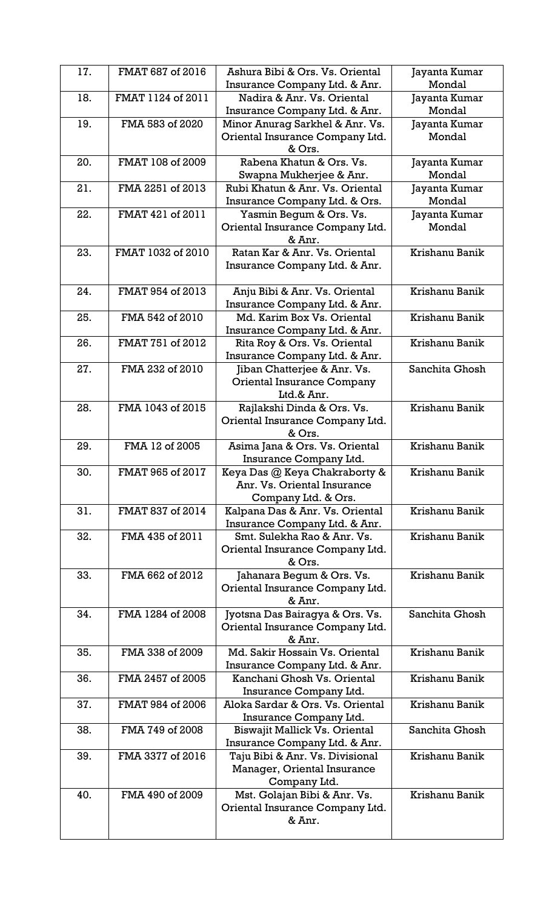| 17. | FMAT 687 of 2016 | Ashura Bibi & Ors. Vs. Oriental Insurance Company Ltd. & Anr. | Jayanta Kumar Mondal |
|---|---|---|---|
| 18. | FMAT 1124 of 2011 | Nadira & Anr. Vs. Oriental Insurance Company Ltd. & Anr. | Jayanta Kumar Mondal |
| 19. | FMA 583 of 2020 | Minor Anurag Sarkhel & Anr. Vs. Oriental Insurance Company Ltd. & Ors. | Jayanta Kumar Mondal |
| 20. | FMAT 108 of 2009 | Rabena Khatun & Ors. Vs. Swapna Mukherjee & Anr. | Jayanta Kumar Mondal |
| 21. | FMA 2251 of 2013 | Rubi Khatun & Anr. Vs. Oriental Insurance Company Ltd. & Ors. | Jayanta Kumar Mondal |
| 22. | FMAT 421 of 2011 | Yasmin Begum & Ors. Vs. Oriental Insurance Company Ltd. & Anr. | Jayanta Kumar Mondal |
| 23. | FMAT 1032 of 2010 | Ratan Kar & Anr. Vs. Oriental Insurance Company Ltd. & Anr. | Krishanu Banik |
| 24. | FMAT 954 of 2013 | Anju Bibi & Anr. Vs. Oriental Insurance Company Ltd. & Anr. | Krishanu Banik |
| 25. | FMA 542 of 2010 | Md. Karim Box Vs. Oriental Insurance Company Ltd. & Anr. | Krishanu Banik |
| 26. | FMAT 751 of 2012 | Rita Roy & Ors. Vs. Oriental Insurance Company Ltd. & Anr. | Krishanu Banik |
| 27. | FMA 232 of 2010 | Jiban Chatterjee & Anr. Vs. Oriental Insurance Company Ltd.& Anr. | Sanchita Ghosh |
| 28. | FMA 1043 of 2015 | Rajlakshi Dinda & Ors. Vs. Oriental Insurance Company Ltd. & Ors. | Krishanu Banik |
| 29. | FMA 12 of 2005 | Asima Jana & Ors. Vs. Oriental Insurance Company Ltd. | Krishanu Banik |
| 30. | FMAT 965 of 2017 | Keya Das @ Keya Chakraborty & Anr. Vs. Oriental Insurance Company Ltd. & Ors. | Krishanu Banik |
| 31. | FMAT 837 of 2014 | Kalpana Das & Anr. Vs. Oriental Insurance Company Ltd. & Anr. | Krishanu Banik |
| 32. | FMA 435 of 2011 | Smt. Sulekha Rao & Anr. Vs. Oriental Insurance Company Ltd. & Ors. | Krishanu Banik |
| 33. | FMA 662 of 2012 | Jahanara Begum & Ors. Vs. Oriental Insurance Company Ltd. & Anr. | Krishanu Banik |
| 34. | FMA 1284 of 2008 | Jyotsna Das Bairagya & Ors. Vs. Oriental Insurance Company Ltd. & Anr. | Sanchita Ghosh |
| 35. | FMA 338 of 2009 | Md. Sakir Hossain Vs. Oriental Insurance Company Ltd. & Anr. | Krishanu Banik |
| 36. | FMA 2457 of 2005 | Kanchani Ghosh Vs. Oriental Insurance Company Ltd. | Krishanu Banik |
| 37. | FMAT 984 of 2006 | Aloka Sardar & Ors. Vs. Oriental Insurance Company Ltd. | Krishanu Banik |
| 38. | FMA 749 of 2008 | Biswajit Mallick Vs. Oriental Insurance Company Ltd. & Anr. | Sanchita Ghosh |
| 39. | FMA 3377 of 2016 | Taju Bibi & Anr. Vs. Divisional Manager, Oriental Insurance Company Ltd. | Krishanu Banik |
| 40. | FMA 490 of 2009 | Mst. Golajan Bibi & Anr. Vs. Oriental Insurance Company Ltd. & Anr. | Krishanu Banik |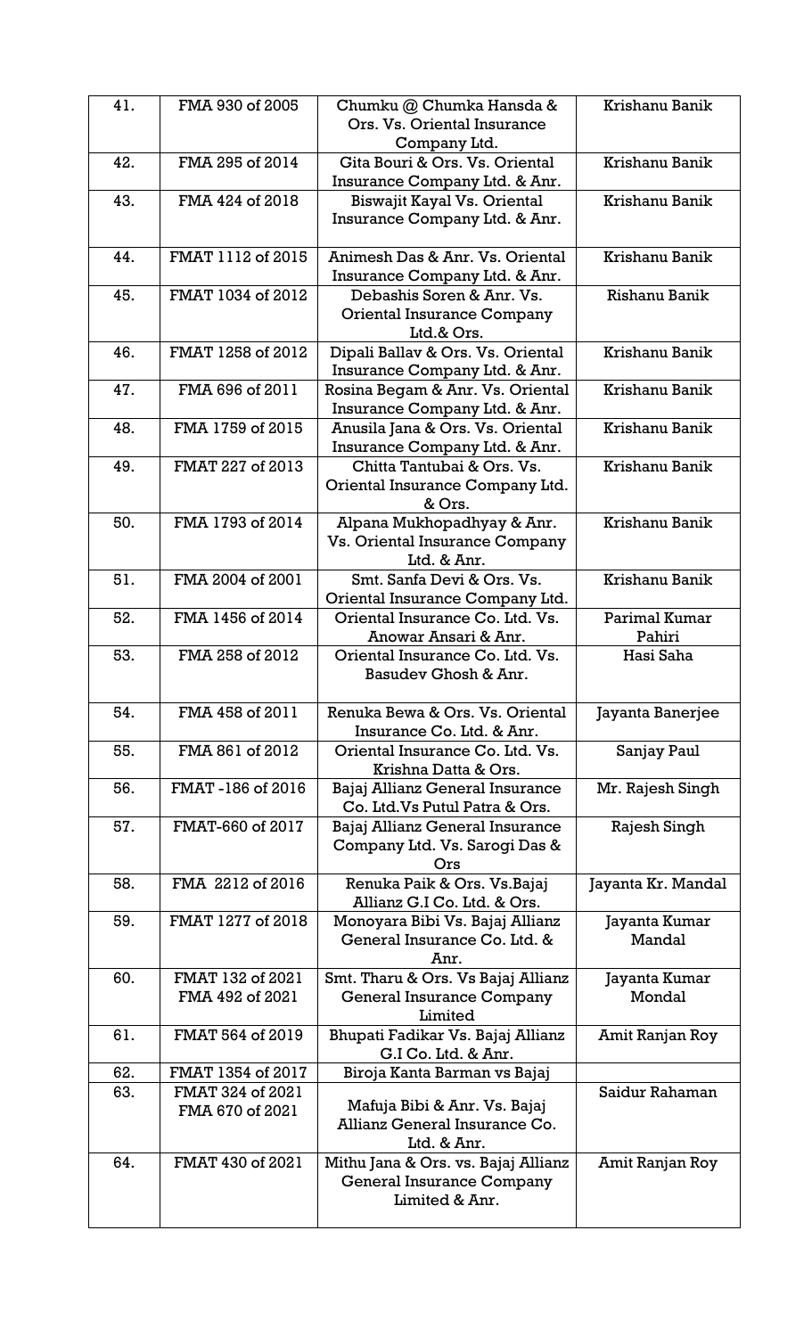| 41. | FMA 930 of 2005 | Chumku @ Chumka Hansda & Ors. Vs. Oriental Insurance Company Ltd. | Krishanu Banik |
|---|---|---|---|
| 42. | FMA 295 of 2014 | Gita Bouri & Ors. Vs. Oriental Insurance Company Ltd. & Anr. | Krishanu Banik |
| 43. | FMA 424 of 2018 | Biswajit Kayal Vs. Oriental Insurance Company Ltd. & Anr. | Krishanu Banik |
| 44. | FMAT 1112 of 2015 | Animesh Das & Anr. Vs. Oriental Insurance Company Ltd. & Anr. | Krishanu Banik |
| 45. | FMAT 1034 of 2012 | Debashis Soren & Anr. Vs. Oriental Insurance Company Ltd.& Ors. | Rishanu Banik |
| 46. | FMAT 1258 of 2012 | Dipali Ballav & Ors. Vs. Oriental Insurance Company Ltd. & Anr. | Krishanu Banik |
| 47. | FMA 696 of 2011 | Rosina Begam & Anr. Vs. Oriental Insurance Company Ltd. & Anr. | Krishanu Banik |
| 48. | FMA 1759 of 2015 | Anusila Jana & Ors. Vs. Oriental Insurance Company Ltd. & Anr. | Krishanu Banik |
| 49. | FMAT 227 of 2013 | Chitta Tantubai & Ors. Vs. Oriental Insurance Company Ltd. & Ors. | Krishanu Banik |
| 50. | FMA 1793 of 2014 | Alpana Mukhopadhyay & Anr. Vs. Oriental Insurance Company Ltd. & Anr. | Krishanu Banik |
| 51. | FMA 2004 of 2001 | Smt. Sanfa Devi & Ors. Vs. Oriental Insurance Company Ltd. | Krishanu Banik |
| 52. | FMA 1456 of 2014 | Oriental Insurance Co. Ltd. Vs. Anowar Ansari & Anr. | Parimal Kumar Pahiri |
| 53. | FMA 258 of 2012 | Oriental Insurance Co. Ltd. Vs. Basudev Ghosh & Anr. | Hasi Saha |
| 54. | FMA 458 of 2011 | Renuka Bewa & Ors. Vs. Oriental Insurance Co. Ltd. & Anr. | Jayanta Banerjee |
| 55. | FMA 861 of 2012 | Oriental Insurance Co. Ltd. Vs. Krishna Datta & Ors. | Sanjay Paul |
| 56. | FMAT -186 of 2016 | Bajaj Allianz General Insurance Co. Ltd.Vs Putul Patra & Ors. | Mr. Rajesh Singh |
| 57. | FMAT-660 of 2017 | Bajaj Allianz General Insurance Company Ltd. Vs. Sarogi Das & Ors | Rajesh Singh |
| 58. | FMA 2212 of 2016 | Renuka Paik & Ors. Vs.Bajaj Allianz G.I Co. Ltd. & Ors. | Jayanta Kr. Mandal |
| 59. | FMAT 1277 of 2018 | Monoyara Bibi Vs. Bajaj Allianz General Insurance Co. Ltd. & Anr. | Jayanta Kumar Mandal |
| 60. | FMAT 132 of 2021<br>FMA 492 of 2021 | Smt. Tharu & Ors. Vs Bajaj Allianz General Insurance Company Limited | Jayanta Kumar Mondal |
| 61. | FMAT 564 of 2019 | Bhupati Fadikar Vs. Bajaj Allianz G.I Co. Ltd. & Anr. | Amit Ranjan Roy |
| 62. | FMAT 1354 of 2017 | Biroja Kanta Barman vs Bajaj | |
| 63. | FMAT 324 of 2021<br>FMA 670 of 2021 | Mafuja Bibi & Anr. Vs. Bajaj Allianz General Insurance Co. Ltd. & Anr. | Saidur Rahaman |
| 64. | FMAT 430 of 2021 | Mithu Jana & Ors. vs. Bajaj Allianz General Insurance Company Limited & Anr. | Amit Ranjan Roy |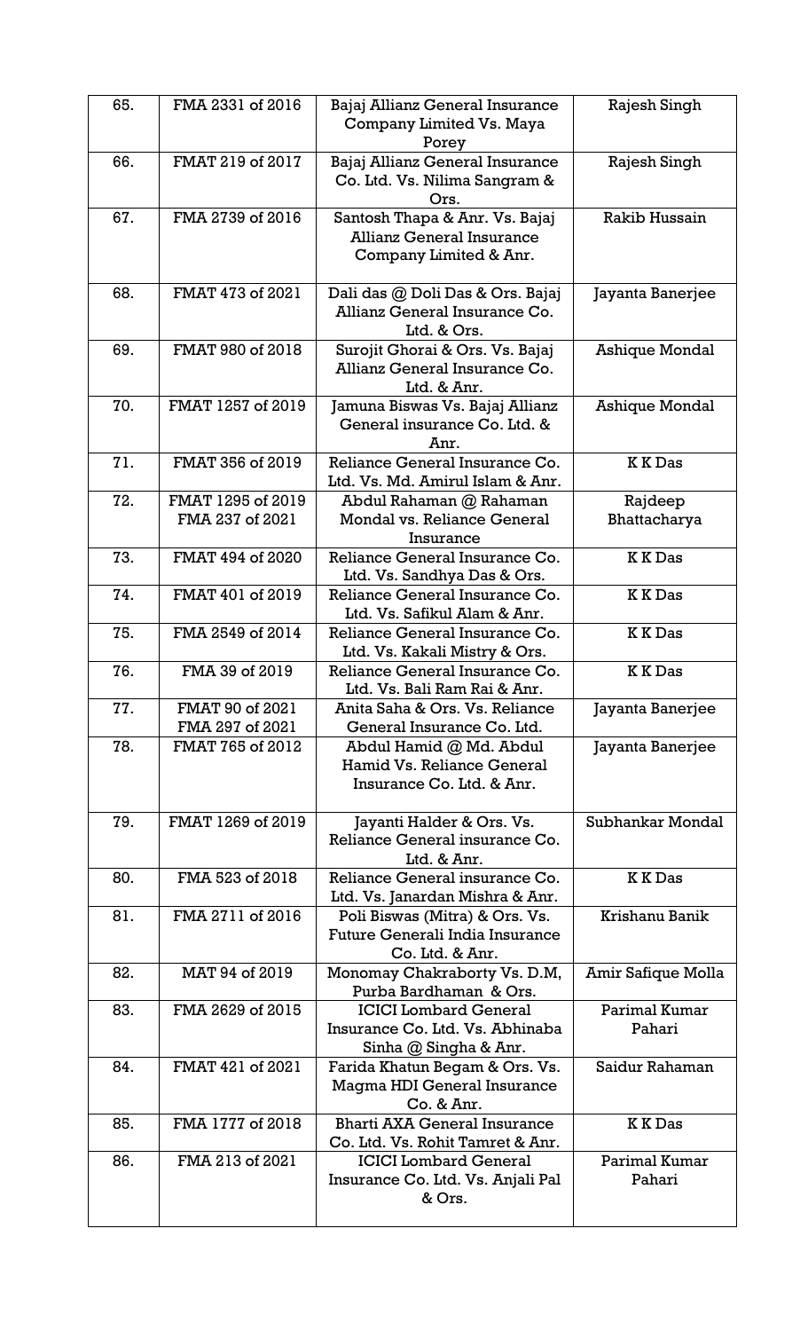| 65. | FMA 2331 of 2016 | Bajaj Allianz General Insurance Company Limited Vs. Maya Porey | Rajesh Singh |
|---|---|---|---|
| 66. | FMAT 219 of 2017 | Bajaj Allianz General Insurance Co. Ltd. Vs. Nilima Sangram & Ors. | Rajesh Singh |
| 67. | FMA 2739 of 2016 | Santosh Thapa & Anr. Vs. Bajaj Allianz General Insurance Company Limited & Anr. | Rakib Hussain |
| 68. | FMAT 473 of 2021 | Dali das @ Doli Das & Ors. Bajaj Allianz General Insurance Co. Ltd. & Ors. | Jayanta Banerjee |
| 69. | FMAT 980 of 2018 | Surojit Ghorai & Ors. Vs. Bajaj Allianz General Insurance Co. Ltd. & Anr. | Ashique Mondal |
| 70. | FMAT 1257 of 2019 | Jamuna Biswas Vs. Bajaj Allianz General insurance Co. Ltd. & Anr. | Ashique Mondal |
| 71. | FMAT 356 of 2019 | Reliance General Insurance Co. Ltd. Vs. Md. Amirul Islam & Anr. | K K Das |
| 72. | FMAT 1295 of 2019<br>FMA 237 of 2021 | Abdul Rahaman @ Rahaman Mondal vs. Reliance General Insurance | Rajdeep Bhattacharya |
| 73. | FMAT 494 of 2020 | Reliance General Insurance Co. Ltd. Vs. Sandhya Das & Ors. | K K Das |
| 74. | FMAT 401 of 2019 | Reliance General Insurance Co. Ltd. Vs. Safikul Alam & Anr. | K K Das |
| 75. | FMA 2549 of 2014 | Reliance General Insurance Co. Ltd. Vs. Kakali Mistry & Ors. | K K Das |
| 76. | FMA 39 of 2019 | Reliance General Insurance Co. Ltd. Vs. Bali Ram Rai & Anr. | K K Das |
| 77. | FMAT 90 of 2021<br>FMA 297 of 2021 | Anita Saha & Ors. Vs. Reliance General Insurance Co. Ltd. | Jayanta Banerjee |
| 78. | FMAT 765 of 2012 | Abdul Hamid @ Md. Abdul Hamid Vs. Reliance General Insurance Co. Ltd. & Anr. | Jayanta Banerjee |
| 79. | FMAT 1269 of 2019 | Jayanti Halder & Ors. Vs. Reliance General insurance Co. Ltd. & Anr. | Subhankar Mondal |
| 80. | FMA 523 of 2018 | Reliance General insurance Co. Ltd. Vs. Janardan Mishra & Anr. | K K Das |
| 81. | FMA 2711 of 2016 | Poli Biswas (Mitra) & Ors. Vs. Future Generali India Insurance Co. Ltd. & Anr. | Krishanu Banik |
| 82. | MAT 94 of 2019 | Monomay Chakraborty Vs. D.M, Purba Bardhaman & Ors. | Amir Safique Molla |
| 83. | FMA 2629 of 2015 | ICICI Lombard General Insurance Co. Ltd. Vs. Abhinaba Sinha @ Singha & Anr. | Parimal Kumar Pahari |
| 84. | FMAT 421 of 2021 | Farida Khatun Begam & Ors. Vs. Magma HDI General Insurance Co. & Anr. | Saidur Rahaman |
| 85. | FMA 1777 of 2018 | Bharti AXA General Insurance Co. Ltd. Vs. Rohit Tamret & Anr. | K K Das |
| 86. | FMA 213 of 2021 | ICICI Lombard General Insurance Co. Ltd. Vs. Anjali Pal & Ors. | Parimal Kumar Pahari |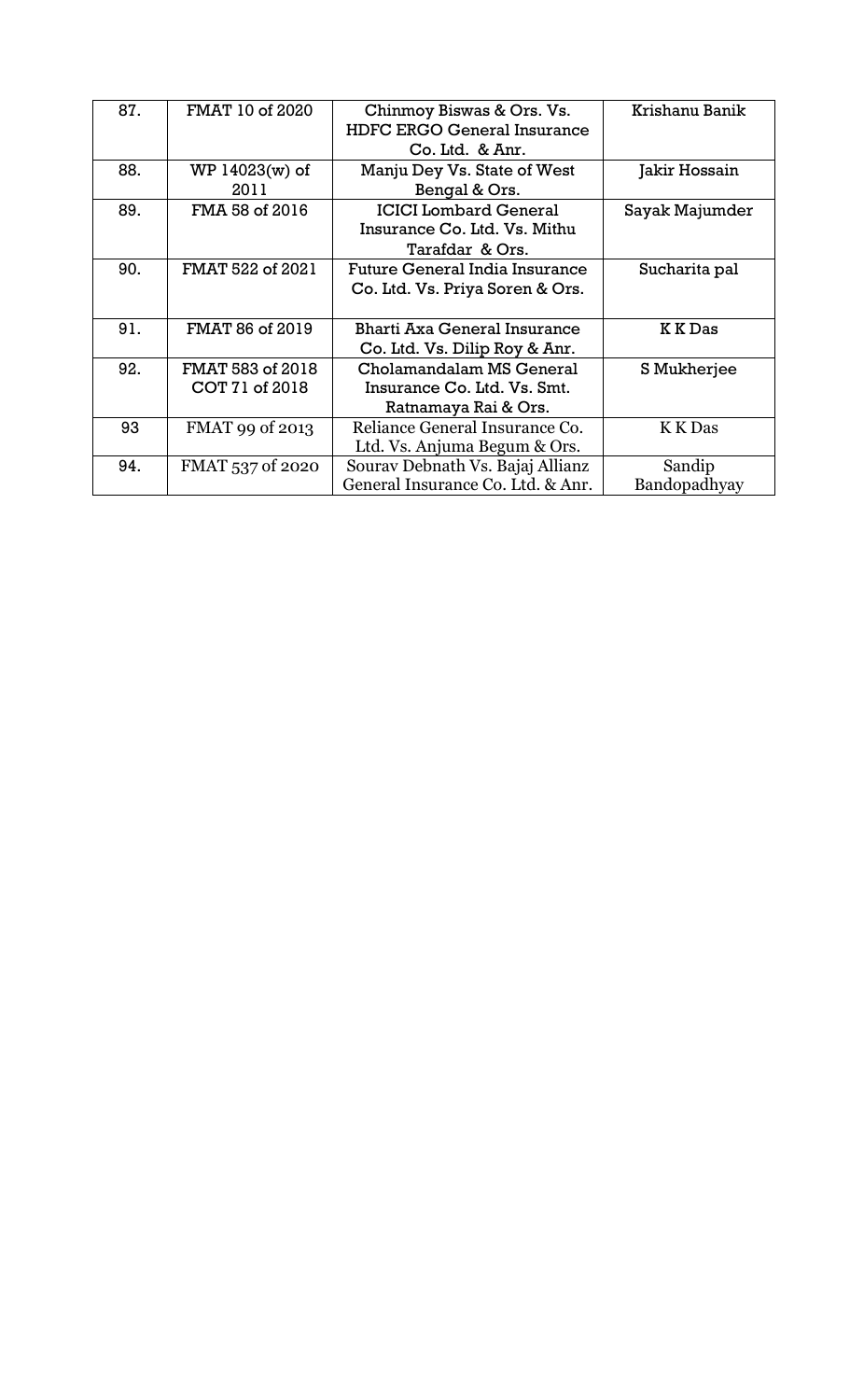| 87. | FMAT 10 of 2020 | Chinmoy Biswas & Ors. Vs. HDFC ERGO General Insurance Co. Ltd. & Anr. | Krishanu Banik |
|---|---|---|---|
| 88. | WP 14023(w) of 2011 | Manju Dey Vs. State of West Bengal & Ors. | Jakir Hossain |
| 89. | FMA 58 of 2016 | ICICI Lombard General Insurance Co. Ltd. Vs. Mithu Tarafdar & Ors. | Sayak Majumder |
| 90. | FMAT 522 of 2021 | Future General India Insurance Co. Ltd. Vs. Priya Soren & Ors. | Sucharita pal |
| 91. | FMAT 86 of 2019 | Bharti Axa General Insurance Co. Ltd. Vs. Dilip Roy & Anr. | K K Das |
| 92. | FMAT 583 of 2018 COT 71 of 2018 | Cholamandalam MS General Insurance Co. Ltd. Vs. Smt. Ratnamaya Rai & Ors. | S Mukherjee |
| 93 | FMAT 99 of 2013 | Reliance General Insurance Co. Ltd. Vs. Anjuma Begum & Ors. | K K Das |
| 94. | FMAT 537 of 2020 | Sourav Debnath Vs. Bajaj Allianz General Insurance Co. Ltd. & Anr. | Sandip Bandopadhyay |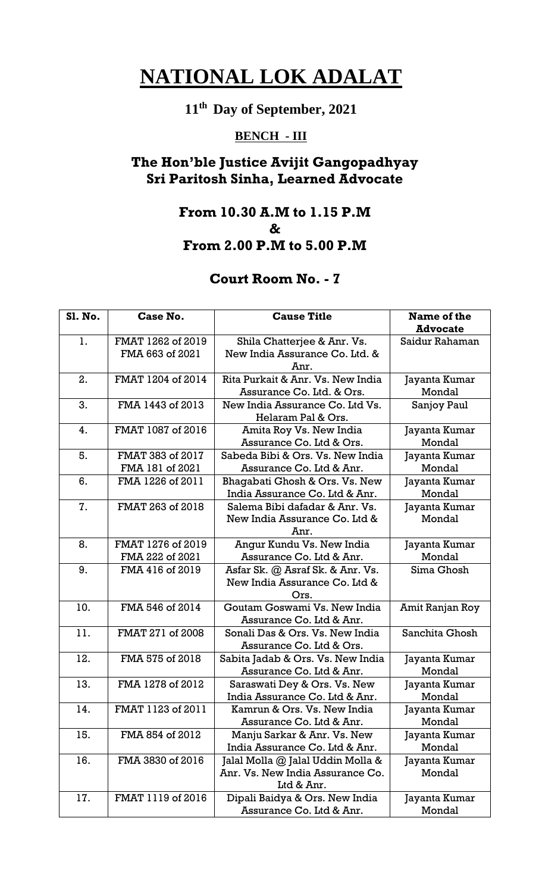# NATIONAL LOK ADALAT

## 11th Day of September, 2021

### BENCH - III

### The Hon'ble Justice Avijit Gangopadhyay
### Sri Paritosh Sinha, Learned Advocate

### From 10.30 A.M to 1.15 P.M
### &
### From 2.00 P.M to 5.00 P.M

### Court Room No. - 7

| Sl. No. | Case No. | Cause Title | Name of the Advocate |
|---|---|---|---|
| 1. | FMAT 1262 of 2019 FMA 663 of 2021 | Shila Chatterjee & Anr. Vs. New India Assurance Co. Ltd. & Anr. | Saidur Rahaman |
| 2. | FMAT 1204 of 2014 | Rita Purkait & Anr. Vs. New India Assurance Co. Ltd. & Ors. | Jayanta Kumar Mondal |
| 3. | FMA 1443 of 2013 | New India Assurance Co. Ltd Vs. Helaram Pal & Ors. | Sanjoy Paul |
| 4. | FMAT 1087 of 2016 | Amita Roy Vs. New India Assurance Co. Ltd & Ors. | Jayanta Kumar Mondal |
| 5. | FMAT 383 of 2017 FMA 181 of 2021 | Sabeda Bibi & Ors. Vs. New India Assurance Co. Ltd & Anr. | Jayanta Kumar Mondal |
| 6. | FMA 1226 of 2011 | Bhagabati Ghosh & Ors. Vs. New India Assurance Co. Ltd & Anr. | Jayanta Kumar Mondal |
| 7. | FMAT 263 of 2018 | Salema Bibi dafadar & Anr. Vs. New India Assurance Co. Ltd & Anr. | Jayanta Kumar Mondal |
| 8. | FMAT 1276 of 2019 FMA 222 of 2021 | Angur Kundu Vs. New India Assurance Co. Ltd & Anr. | Jayanta Kumar Mondal |
| 9. | FMA 416 of 2019 | Asfar Sk. @ Asraf Sk. & Anr. Vs. New India Assurance Co. Ltd & Ors. | Sima Ghosh |
| 10. | FMA 546 of 2014 | Goutam Goswami Vs. New India Assurance Co. Ltd & Anr. | Amit Ranjan Roy |
| 11. | FMAT 271 of 2008 | Sonali Das & Ors. Vs. New India Assurance Co. Ltd & Ors. | Sanchita Ghosh |
| 12. | FMA 575 of 2018 | Sabita Jadab & Ors. Vs. New India Assurance Co. Ltd & Anr. | Jayanta Kumar Mondal |
| 13. | FMA 1278 of 2012 | Saraswati Dey & Ors. Vs. New India Assurance Co. Ltd & Anr. | Jayanta Kumar Mondal |
| 14. | FMAT 1123 of 2011 | Kamrun & Ors. Vs. New India Assurance Co. Ltd & Anr. | Jayanta Kumar Mondal |
| 15. | FMA 854 of 2012 | Manju Sarkar & Anr. Vs. New India Assurance Co. Ltd & Anr. | Jayanta Kumar Mondal |
| 16. | FMA 3830 of 2016 | Jalal Molla @ Jalal Uddin Molla & Anr. Vs. New India Assurance Co. Ltd & Anr. | Jayanta Kumar Mondal |
| 17. | FMAT 1119 of 2016 | Dipali Baidya & Ors. New India Assurance Co. Ltd & Anr. | Jayanta Kumar Mondal |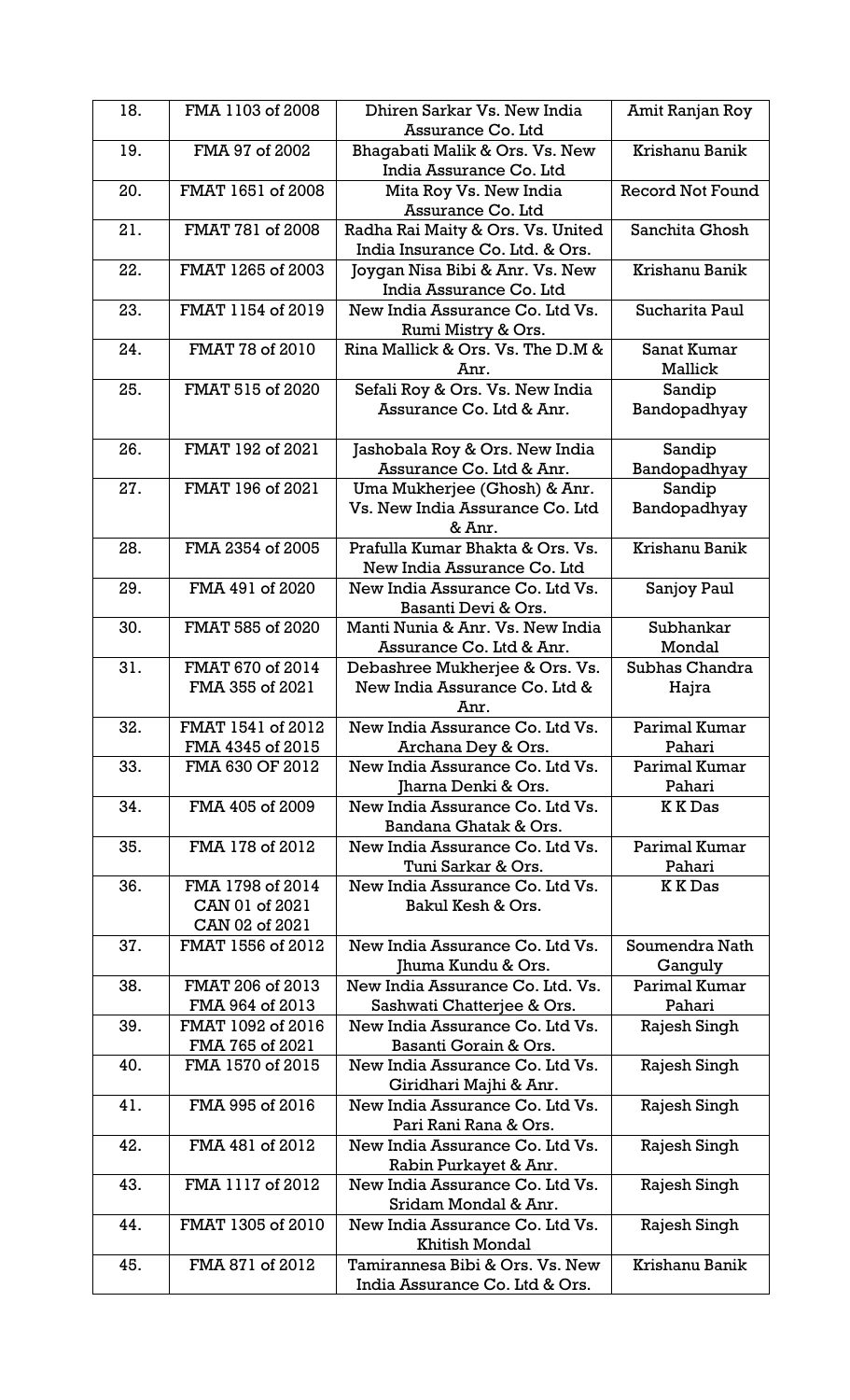| 18. | FMA 1103 of 2008 | Dhiren Sarkar Vs. New India Assurance Co. Ltd | Amit Ranjan Roy |
|---|---|---|---|
| 19. | FMA 97 of 2002 | Bhagabati Malik & Ors. Vs. New India Assurance Co. Ltd | Krishanu Banik |
| 20. | FMAT 1651 of 2008 | Mita Roy Vs. New India Assurance Co. Ltd | Record Not Found |
| 21. | FMAT 781 of 2008 | Radha Rai Maity & Ors. Vs. United India Insurance Co. Ltd. & Ors. | Sanchita Ghosh |
| 22. | FMAT 1265 of 2003 | Joygan Nisa Bibi & Anr. Vs. New India Assurance Co. Ltd | Krishanu Banik |
| 23. | FMAT 1154 of 2019 | New India Assurance Co. Ltd Vs. Rumi Mistry & Ors. | Sucharita Paul |
| 24. | FMAT 78 of 2010 | Rina Mallick & Ors. Vs. The D.M & Anr. | Sanat Kumar Mallick |
| 25. | FMAT 515 of 2020 | Sefali Roy & Ors. Vs. New India Assurance Co. Ltd & Anr. | Sandip Bandopadhyay |
| 26. | FMAT 192 of 2021 | Jashobala Roy & Ors. New India Assurance Co. Ltd & Anr. | Sandip Bandopadhyay |
| 27. | FMAT 196 of 2021 | Uma Mukherjee (Ghosh) & Anr. Vs. New India Assurance Co. Ltd & Anr. | Sandip Bandopadhyay |
| 28. | FMA 2354 of 2005 | Prafulla Kumar Bhakta & Ors. Vs. New India Assurance Co. Ltd | Krishanu Banik |
| 29. | FMA 491 of 2020 | New India Assurance Co. Ltd Vs. Basanti Devi & Ors. | Sanjoy Paul |
| 30. | FMAT 585 of 2020 | Manti Nunia & Anr. Vs. New India Assurance Co. Ltd & Anr. | Subhankar Mondal |
| 31. | FMAT 670 of 2014<br>FMA 355 of 2021 | Debashree Mukherjee & Ors. Vs. New India Assurance Co. Ltd & Anr. | Subhas Chandra Hajra |
| 32. | FMAT 1541 of 2012<br>FMA 4345 of 2015 | New India Assurance Co. Ltd Vs. Archana Dey & Ors. | Parimal Kumar Pahari |
| 33. | FMA 630 OF 2012 | New India Assurance Co. Ltd Vs. Jharna Denki & Ors. | Parimal Kumar Pahari |
| 34. | FMA 405 of 2009 | New India Assurance Co. Ltd Vs. Bandana Ghatak & Ors. | K K Das |
| 35. | FMA 178 of 2012 | New India Assurance Co. Ltd Vs. Tuni Sarkar & Ors. | Parimal Kumar Pahari |
| 36. | FMA 1798 of 2014<br>CAN 01 of 2021<br>CAN 02 of 2021 | New India Assurance Co. Ltd Vs. Bakul Kesh & Ors. | K K Das |
| 37. | FMAT 1556 of 2012 | New India Assurance Co. Ltd Vs. Jhuma Kundu & Ors. | Soumendra Nath Ganguly |
| 38. | FMAT 206 of 2013<br>FMA 964 of 2013 | New India Assurance Co. Ltd. Vs. Sashwati Chatterjee & Ors. | Parimal Kumar Pahari |
| 39. | FMAT 1092 of 2016<br>FMA 765 of 2021 | New India Assurance Co. Ltd Vs. Basanti Gorain & Ors. | Rajesh Singh |
| 40. | FMA 1570 of 2015 | New India Assurance Co. Ltd Vs. Giridhari Majhi & Anr. | Rajesh Singh |
| 41. | FMA 995 of 2016 | New India Assurance Co. Ltd Vs. Pari Rani Rana & Ors. | Rajesh Singh |
| 42. | FMA 481 of 2012 | New India Assurance Co. Ltd Vs. Rabin Purkayet & Anr. | Rajesh Singh |
| 43. | FMA 1117 of 2012 | New India Assurance Co. Ltd Vs. Sridam Mondal & Anr. | Rajesh Singh |
| 44. | FMAT 1305 of 2010 | New India Assurance Co. Ltd Vs. Khitish Mondal | Rajesh Singh |
| 45. | FMA 871 of 2012 | Tamirannesa Bibi & Ors. Vs. New India Assurance Co. Ltd & Ors. | Krishanu Banik |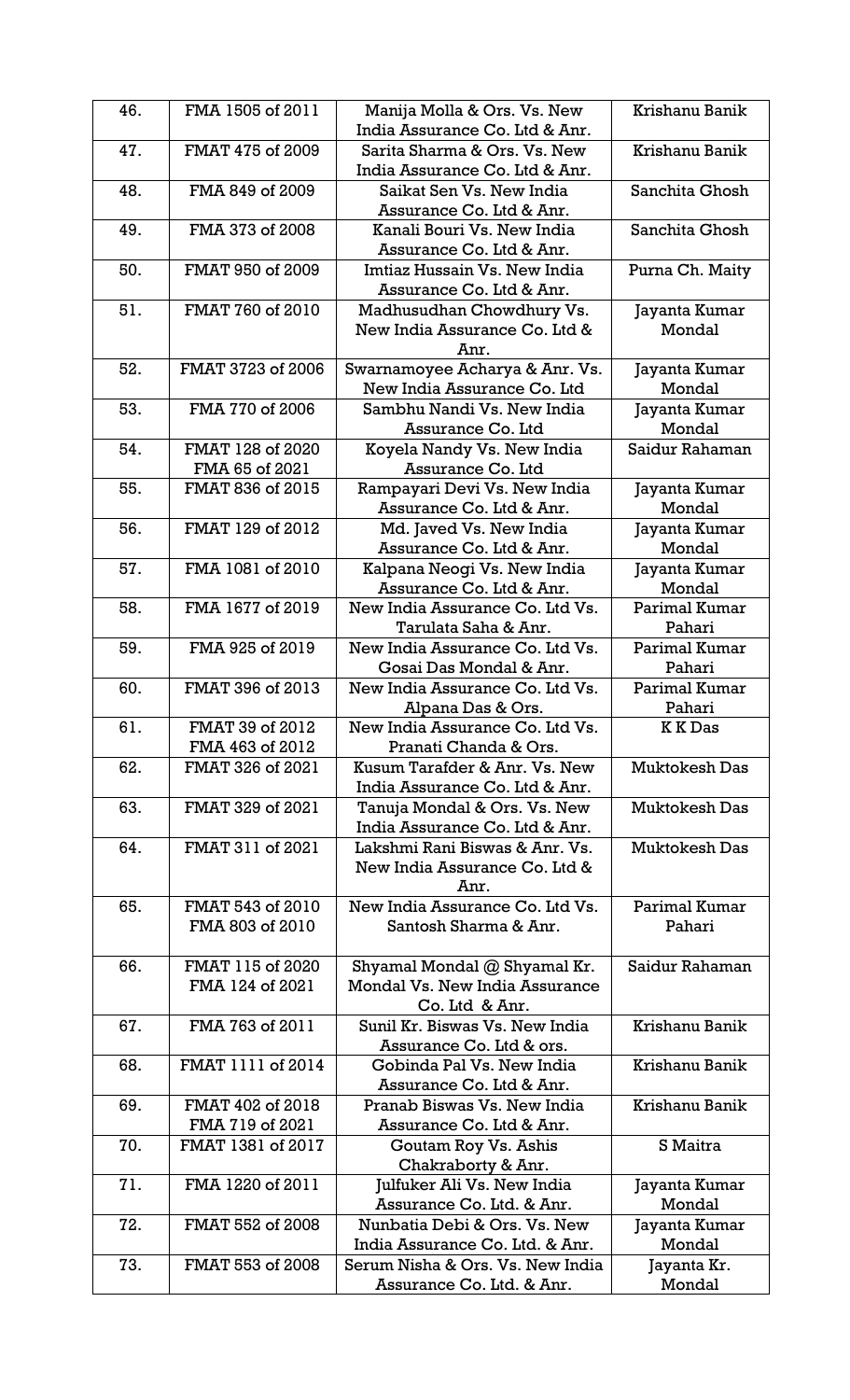| 46. | FMA 1505 of 2011 | Manija Molla & Ors. Vs. New India Assurance Co. Ltd & Anr. | Krishanu Banik |
|---|---|---|---|
| 47. | FMAT 475 of 2009 | Sarita Sharma & Ors. Vs. New India Assurance Co. Ltd & Anr. | Krishanu Banik |
| 48. | FMA 849 of 2009 | Saikat Sen Vs. New India Assurance Co. Ltd & Anr. | Sanchita Ghosh |
| 49. | FMA 373 of 2008 | Kanali Bouri Vs. New India Assurance Co. Ltd & Anr. | Sanchita Ghosh |
| 50. | FMAT 950 of 2009 | Imtiaz Hussain Vs. New India Assurance Co. Ltd & Anr. | Purna Ch. Maity |
| 51. | FMAT 760 of 2010 | Madhusudhan Chowdhury Vs. New India Assurance Co. Ltd & Anr. | Jayanta Kumar Mondal |
| 52. | FMAT 3723 of 2006 | Swarnamoyee Acharya & Anr. Vs. New India Assurance Co. Ltd | Jayanta Kumar Mondal |
| 53. | FMA 770 of 2006 | Sambhu Nandi Vs. New India Assurance Co. Ltd | Jayanta Kumar Mondal |
| 54. | FMAT 128 of 2020 FMA 65 of 2021 | Koyela Nandy Vs. New India Assurance Co. Ltd | Saidur Rahaman |
| 55. | FMAT 836 of 2015 | Rampayari Devi Vs. New India Assurance Co. Ltd & Anr. | Jayanta Kumar Mondal |
| 56. | FMAT 129 of 2012 | Md. Javed Vs. New India Assurance Co. Ltd & Anr. | Jayanta Kumar Mondal |
| 57. | FMA 1081 of 2010 | Kalpana Neogi Vs. New India Assurance Co. Ltd & Anr. | Jayanta Kumar Mondal |
| 58. | FMA 1677 of 2019 | New India Assurance Co. Ltd Vs. Tarulata Saha & Anr. | Parimal Kumar Pahari |
| 59. | FMA 925 of 2019 | New India Assurance Co. Ltd Vs. Gosai Das Mondal & Anr. | Parimal Kumar Pahari |
| 60. | FMAT 396 of 2013 | New India Assurance Co. Ltd Vs. Alpana Das & Ors. | Parimal Kumar Pahari |
| 61. | FMAT 39 of 2012 FMA 463 of 2012 | New India Assurance Co. Ltd Vs. Pranati Chanda & Ors. | K K Das |
| 62. | FMAT 326 of 2021 | Kusum Tarafder & Anr. Vs. New India Assurance Co. Ltd & Anr. | Muktokesh Das |
| 63. | FMAT 329 of 2021 | Tanuja Mondal & Ors. Vs. New India Assurance Co. Ltd & Anr. | Muktokesh Das |
| 64. | FMAT 311 of 2021 | Lakshmi Rani Biswas & Anr. Vs. New India Assurance Co. Ltd & Anr. | Muktokesh Das |
| 65. | FMAT 543 of 2010 FMA 803 of 2010 | New India Assurance Co. Ltd Vs. Santosh Sharma & Anr. | Parimal Kumar Pahari |
| 66. | FMAT 115 of 2020 FMA 124 of 2021 | Shyamal Mondal @ Shyamal Kr. Mondal Vs. New India Assurance Co. Ltd & Anr. | Saidur Rahaman |
| 67. | FMA 763 of 2011 | Sunil Kr. Biswas Vs. New India Assurance Co. Ltd & ors. | Krishanu Banik |
| 68. | FMAT 1111 of 2014 | Gobinda Pal Vs. New India Assurance Co. Ltd & Anr. | Krishanu Banik |
| 69. | FMAT 402 of 2018 FMA 719 of 2021 | Pranab Biswas Vs. New India Assurance Co. Ltd & Anr. | Krishanu Banik |
| 70. | FMAT 1381 of 2017 | Goutam Roy Vs. Ashis Chakraborty & Anr. | S Maitra |
| 71. | FMA 1220 of 2011 | Julfuker Ali Vs. New India Assurance Co. Ltd. & Anr. | Jayanta Kumar Mondal |
| 72. | FMAT 552 of 2008 | Nunbatia Debi & Ors. Vs. New India Assurance Co. Ltd. & Anr. | Jayanta Kumar Mondal |
| 73. | FMAT 553 of 2008 | Serum Nisha & Ors. Vs. New India Assurance Co. Ltd. & Anr. | Jayanta Kr. Mondal |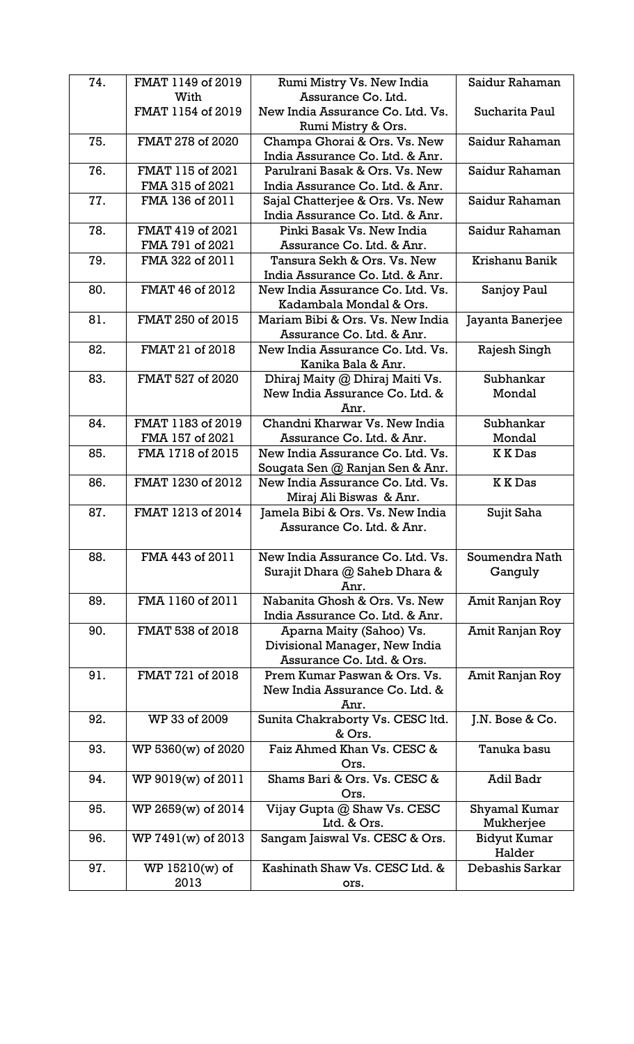| 74. | FMAT 1149 of 2019 With FMAT 1154 of 2019 | Rumi Mistry Vs. New India Assurance Co. Ltd. New India Assurance Co. Ltd. Vs. Rumi Mistry & Ors. | Saidur Rahaman Sucharita Paul |
|---|---|---|---|
| 75. | FMAT 278 of 2020 | Champa Ghorai & Ors. Vs. New India Assurance Co. Ltd. & Anr. | Saidur Rahaman |
| 76. | FMAT 115 of 2021 FMA 315 of 2021 | Parulrani Basak & Ors. Vs. New India Assurance Co. Ltd. & Anr. | Saidur Rahaman |
| 77. | FMA 136 of 2011 | Sajal Chatterjee & Ors. Vs. New India Assurance Co. Ltd. & Anr. | Saidur Rahaman |
| 78. | FMAT 419 of 2021 FMA 791 of 2021 | Pinki Basak Vs. New India Assurance Co. Ltd. & Anr. | Saidur Rahaman |
| 79. | FMA 322 of 2011 | Tansura Sekh & Ors. Vs. New India Assurance Co. Ltd. & Anr. | Krishanu Banik |
| 80. | FMAT 46 of 2012 | New India Assurance Co. Ltd. Vs. Kadambala Mondal & Ors. | Sanjoy Paul |
| 81. | FMAT 250 of 2015 | Mariam Bibi & Ors. Vs. New India Assurance Co. Ltd. & Anr. | Jayanta Banerjee |
| 82. | FMAT 21 of 2018 | New India Assurance Co. Ltd. Vs. Kanika Bala & Anr. | Rajesh Singh |
| 83. | FMAT 527 of 2020 | Dhiraj Maity @ Dhiraj Maiti Vs. New India Assurance Co. Ltd. & Anr. | Subhankar Mondal |
| 84. | FMAT 1183 of 2019 FMA 157 of 2021 | Chandni Kharwar Vs. New India Assurance Co. Ltd. & Anr. | Subhankar Mondal |
| 85. | FMA 1718 of 2015 | New India Assurance Co. Ltd. Vs. Sougata Sen @ Ranjan Sen & Anr. | K K Das |
| 86. | FMAT 1230 of 2012 | New India Assurance Co. Ltd. Vs. Miraj Ali Biswas & Anr. | K K Das |
| 87. | FMAT 1213 of 2014 | Jamela Bibi & Ors. Vs. New India Assurance Co. Ltd. & Anr. | Sujit Saha |
| 88. | FMA 443 of 2011 | New India Assurance Co. Ltd. Vs. Surajit Dhara @ Saheb Dhara & Anr. | Soumendra Nath Ganguly |
| 89. | FMA 1160 of 2011 | Nabanita Ghosh & Ors. Vs. New India Assurance Co. Ltd. & Anr. | Amit Ranjan Roy |
| 90. | FMAT 538 of 2018 | Aparna Maity (Sahoo) Vs. Divisional Manager, New India Assurance Co. Ltd. & Ors. | Amit Ranjan Roy |
| 91. | FMAT 721 of 2018 | Prem Kumar Paswan & Ors. Vs. New India Assurance Co. Ltd. & Anr. | Amit Ranjan Roy |
| 92. | WP 33 of 2009 | Sunita Chakraborty Vs. CESC ltd. & Ors. | J.N. Bose & Co. |
| 93. | WP 5360(w) of 2020 | Faiz Ahmed Khan Vs. CESC & Ors. | Tanuka basu |
| 94. | WP 9019(w) of 2011 | Shams Bari & Ors. Vs. CESC & Ors. | Adil Badr |
| 95. | WP 2659(w) of 2014 | Vijay Gupta @ Shaw Vs. CESC Ltd. & Ors. | Shyamal Kumar Mukherjee |
| 96. | WP 7491(w) of 2013 | Sangam Jaiswal Vs. CESC & Ors. | Bidyut Kumar Halder |
| 97. | WP 15210(w) of 2013 | Kashinath Shaw Vs. CESC Ltd. & ors. | Debashis Sarkar |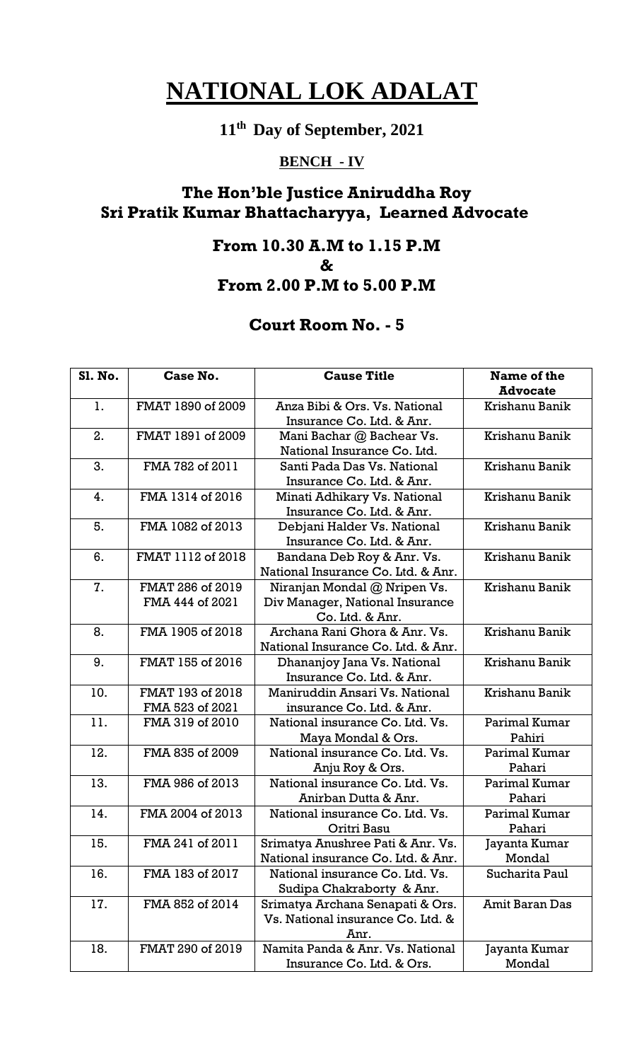# NATIONAL LOK ADALAT

## 11th Day of September, 2021

### BENCH - IV

### The Hon'ble Justice Aniruddha Roy
### Sri Pratik Kumar Bhattacharyya, Learned Advocate

### From 10.30 A.M to 1.15 P.M
### &
### From 2.00 P.M to 5.00 P.M

### Court Room No. - 5

| Sl. No. | Case No. | Cause Title | Name of the Advocate |
|---|---|---|---|
| 1. | FMAT 1890 of 2009 | Anza Bibi & Ors. Vs. National Insurance Co. Ltd. & Anr. | Krishanu Banik |
| 2. | FMAT 1891 of 2009 | Mani Bachar @ Bachear Vs. National Insurance Co. Ltd. | Krishanu Banik |
| 3. | FMA 782 of 2011 | Santi Pada Das Vs. National Insurance Co. Ltd. & Anr. | Krishanu Banik |
| 4. | FMA 1314 of 2016 | Minati Adhikary Vs. National Insurance Co. Ltd. & Anr. | Krishanu Banik |
| 5. | FMA 1082 of 2013 | Debjani Halder Vs. National Insurance Co. Ltd. & Anr. | Krishanu Banik |
| 6. | FMAT 1112 of 2018 | Bandana Deb Roy & Anr. Vs. National Insurance Co. Ltd. & Anr. | Krishanu Banik |
| 7. | FMAT 286 of 2019<br>FMA 444 of 2021 | Niranjan Mondal @ Nripen Vs. Div Manager, National Insurance Co. Ltd. & Anr. | Krishanu Banik |
| 8. | FMA 1905 of 2018 | Archana Rani Ghora & Anr. Vs. National Insurance Co. Ltd. & Anr. | Krishanu Banik |
| 9. | FMAT 155 of 2016 | Dhananjoy Jana Vs. National Insurance Co. Ltd. & Anr. | Krishanu Banik |
| 10. | FMAT 193 of 2018<br>FMA 523 of 2021 | Maniruddin Ansari Vs. National insurance Co. Ltd. & Anr. | Krishanu Banik |
| 11. | FMA 319 of 2010 | National insurance Co. Ltd. Vs. Maya Mondal & Ors. | Parimal Kumar Pahiri |
| 12. | FMA 835 of 2009 | National insurance Co. Ltd. Vs. Anju Roy & Ors. | Parimal Kumar Pahari |
| 13. | FMA 986 of 2013 | National insurance Co. Ltd. Vs. Anirban Dutta & Anr. | Parimal Kumar Pahari |
| 14. | FMA 2004 of 2013 | National insurance Co. Ltd. Vs. Oritri Basu | Parimal Kumar Pahari |
| 15. | FMA 241 of 2011 | Srimatya Anushree Pati & Anr. Vs. National insurance Co. Ltd. & Anr. | Jayanta Kumar Mondal |
| 16. | FMA 183 of 2017 | National insurance Co. Ltd. Vs. Sudipa Chakraborty & Anr. | Sucharita Paul |
| 17. | FMA 852 of 2014 | Srimatya Archana Senapati & Ors. Vs. National insurance Co. Ltd. & Anr. | Amit Baran Das |
| 18. | FMAT 290 of 2019 | Namita Panda & Anr. Vs. National Insurance Co. Ltd. & Ors. | Jayanta Kumar Mondal |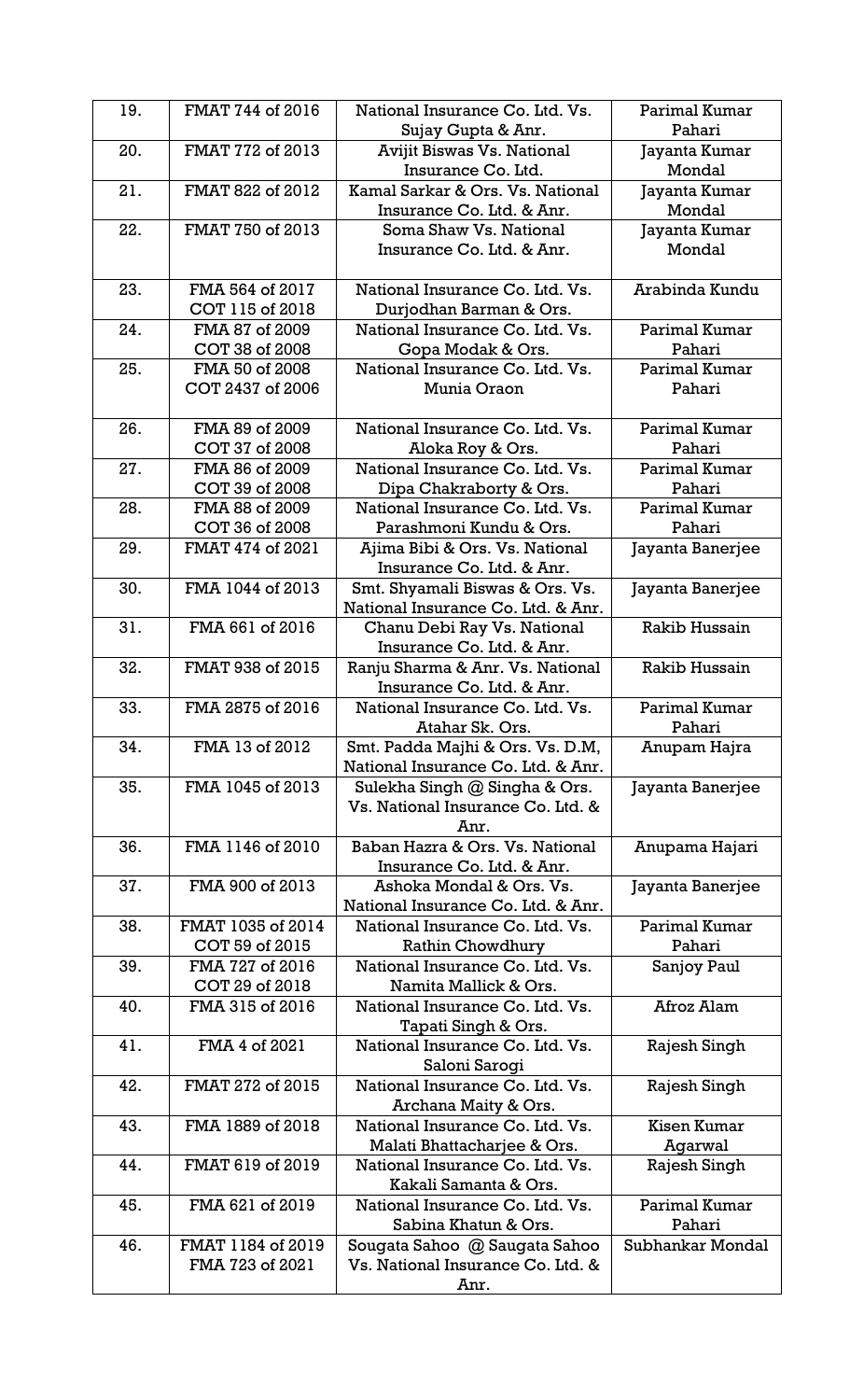| 19. | FMAT 744 of 2016 | National Insurance Co. Ltd. Vs. Sujay Gupta & Anr. | Parimal Kumar Pahari |
|---|---|---|---|
| 20. | FMAT 772 of 2013 | Avijit Biswas Vs. National Insurance Co. Ltd. | Jayanta Kumar Mondal |
| 21. | FMAT 822 of 2012 | Kamal Sarkar & Ors. Vs. National Insurance Co. Ltd. & Anr. | Jayanta Kumar Mondal |
| 22. | FMAT 750 of 2013 | Soma Shaw Vs. National Insurance Co. Ltd. & Anr. | Jayanta Kumar Mondal |
| 23. | FMA 564 of 2017 COT 115 of 2018 | National Insurance Co. Ltd. Vs. Durjodhan Barman & Ors. | Arabinda Kundu |
| 24. | FMA 87 of 2009 COT 38 of 2008 | National Insurance Co. Ltd. Vs. Gopa Modak & Ors. | Parimal Kumar Pahari |
| 25. | FMA 50 of 2008 COT 2437 of 2006 | National Insurance Co. Ltd. Vs. Munia Oraon | Parimal Kumar Pahari |
| 26. | FMA 89 of 2009 COT 37 of 2008 | National Insurance Co. Ltd. Vs. Aloka Roy & Ors. | Parimal Kumar Pahari |
| 27. | FMA 86 of 2009 COT 39 of 2008 | National Insurance Co. Ltd. Vs. Dipa Chakraborty & Ors. | Parimal Kumar Pahari |
| 28. | FMA 88 of 2009 COT 36 of 2008 | National Insurance Co. Ltd. Vs. Parashmoni Kundu & Ors. | Parimal Kumar Pahari |
| 29. | FMAT 474 of 2021 | Ajima Bibi & Ors. Vs. National Insurance Co. Ltd. & Anr. | Jayanta Banerjee |
| 30. | FMA 1044 of 2013 | Smt. Shyamali Biswas & Ors. Vs. National Insurance Co. Ltd. & Anr. | Jayanta Banerjee |
| 31. | FMA 661 of 2016 | Chanu Debi Ray Vs. National Insurance Co. Ltd. & Anr. | Rakib Hussain |
| 32. | FMAT 938 of 2015 | Ranju Sharma & Anr. Vs. National Insurance Co. Ltd. & Anr. | Rakib Hussain |
| 33. | FMA 2875 of 2016 | National Insurance Co. Ltd. Vs. Atahar Sk. Ors. | Parimal Kumar Pahari |
| 34. | FMA 13 of 2012 | Smt. Padda Majhi & Ors. Vs. D.M, National Insurance Co. Ltd. & Anr. | Anupam Hajra |
| 35. | FMA 1045 of 2013 | Sulekha Singh @ Singha & Ors. Vs. National Insurance Co. Ltd. & Anr. | Jayanta Banerjee |
| 36. | FMA 1146 of 2010 | Baban Hazra & Ors. Vs. National Insurance Co. Ltd. & Anr. | Anupama Hajari |
| 37. | FMA 900 of 2013 | Ashoka Mondal & Ors. Vs. National Insurance Co. Ltd. & Anr. | Jayanta Banerjee |
| 38. | FMAT 1035 of 2014 COT 59 of 2015 | National Insurance Co. Ltd. Vs. Rathin Chowdhury | Parimal Kumar Pahari |
| 39. | FMA 727 of 2016 COT 29 of 2018 | National Insurance Co. Ltd. Vs. Namita Mallick & Ors. | Sanjoy Paul |
| 40. | FMA 315 of 2016 | National Insurance Co. Ltd. Vs. Tapati Singh & Ors. | Afroz Alam |
| 41. | FMA 4 of 2021 | National Insurance Co. Ltd. Vs. Saloni Sarogi | Rajesh Singh |
| 42. | FMAT 272 of 2015 | National Insurance Co. Ltd. Vs. Archana Maity & Ors. | Rajesh Singh |
| 43. | FMA 1889 of 2018 | National Insurance Co. Ltd. Vs. Malati Bhattacharjee & Ors. | Kisen Kumar Agarwal |
| 44. | FMAT 619 of 2019 | National Insurance Co. Ltd. Vs. Kakali Samanta & Ors. | Rajesh Singh |
| 45. | FMA 621 of 2019 | National Insurance Co. Ltd. Vs. Sabina Khatun & Ors. | Parimal Kumar Pahari |
| 46. | FMAT 1184 of 2019 FMA 723 of 2021 | Sougata Sahoo @ Saugata Sahoo Vs. National Insurance Co. Ltd. & Anr. | Subhankar Mondal |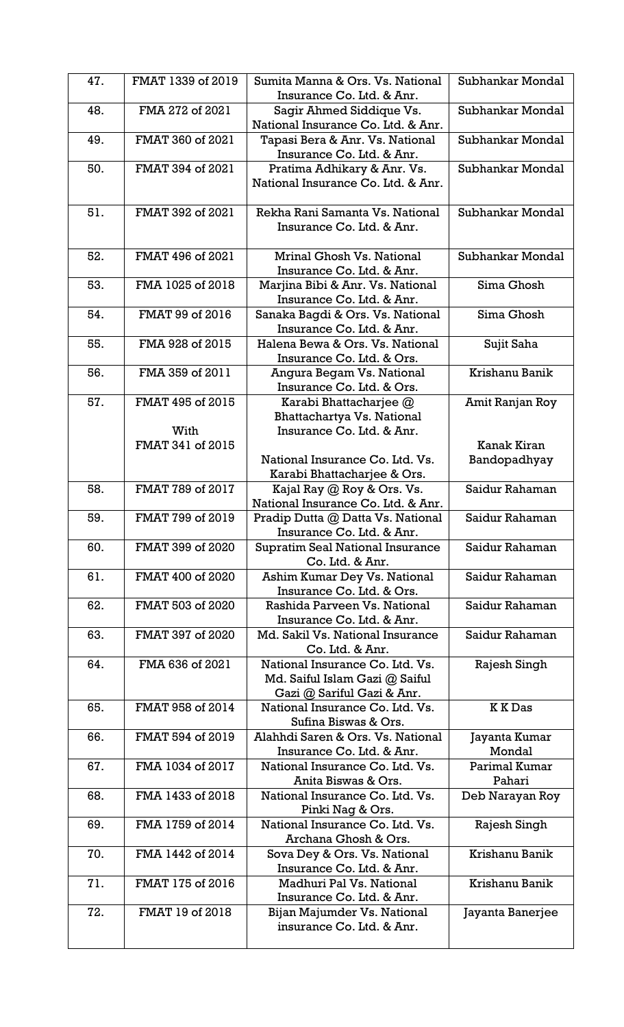| 47. | FMAT 1339 of 2019 | Sumita Manna & Ors. Vs. National Insurance Co. Ltd. & Anr. | Subhankar Mondal |
|---|---|---|---|
| 48. | FMA 272 of 2021 | Sagir Ahmed Siddique Vs. National Insurance Co. Ltd. & Anr. | Subhankar Mondal |
| 49. | FMAT 360 of 2021 | Tapasi Bera & Anr. Vs. National Insurance Co. Ltd. & Anr. | Subhankar Mondal |
| 50. | FMAT 394 of 2021 | Pratima Adhikary & Anr. Vs. National Insurance Co. Ltd. & Anr. | Subhankar Mondal |
| 51. | FMAT 392 of 2021 | Rekha Rani Samanta Vs. National Insurance Co. Ltd. & Anr. | Subhankar Mondal |
| 52. | FMAT 496 of 2021 | Mrinal Ghosh Vs. National Insurance Co. Ltd. & Anr. | Subhankar Mondal |
| 53. | FMA 1025 of 2018 | Marjina Bibi & Anr. Vs. National Insurance Co. Ltd. & Anr. | Sima Ghosh |
| 54. | FMAT 99 of 2016 | Sanaka Bagdi & Ors. Vs. National Insurance Co. Ltd. & Anr. | Sima Ghosh |
| 55. | FMA 928 of 2015 | Halena Bewa & Ors. Vs. National Insurance Co. Ltd. & Ors. | Sujit Saha |
| 56. | FMA 359 of 2011 | Angura Begam Vs. National Insurance Co. Ltd. & Ors. | Krishanu Banik |
| 57. | FMAT 495 of 2015<br>With<br>FMAT 341 of 2015 | Karabi Bhattacharjee @ Bhattachartya Vs. National Insurance Co. Ltd. & Anr.<br><br>National Insurance Co. Ltd. Vs. Karabi Bhattacharjee & Ors. | Amit Ranjan Roy<br><br>Kanak Kiran Bandopadhyay |
| 58. | FMAT 789 of 2017 | Kajal Ray @ Roy & Ors. Vs. National Insurance Co. Ltd. & Anr. | Saidur Rahaman |
| 59. | FMAT 799 of 2019 | Pradip Dutta @ Datta Vs. National Insurance Co. Ltd. & Anr. | Saidur Rahaman |
| 60. | FMAT 399 of 2020 | Supratim Seal National Insurance Co. Ltd. & Anr. | Saidur Rahaman |
| 61. | FMAT 400 of 2020 | Ashim Kumar Dey Vs. National Insurance Co. Ltd. & Ors. | Saidur Rahaman |
| 62. | FMAT 503 of 2020 | Rashida Parveen Vs. National Insurance Co. Ltd. & Anr. | Saidur Rahaman |
| 63. | FMAT 397 of 2020 | Md. Sakil Vs. National Insurance Co. Ltd. & Anr. | Saidur Rahaman |
| 64. | FMA 636 of 2021 | National Insurance Co. Ltd. Vs. Md. Saiful Islam Gazi @ Saiful Gazi @ Sariful Gazi & Anr. | Rajesh Singh |
| 65. | FMAT 958 of 2014 | National Insurance Co. Ltd. Vs. Sufina Biswas & Ors. | K K Das |
| 66. | FMAT 594 of 2019 | Alahhdi Saren & Ors. Vs. National Insurance Co. Ltd. & Anr. | Jayanta Kumar Mondal |
| 67. | FMA 1034 of 2017 | National Insurance Co. Ltd. Vs. Anita Biswas & Ors. | Parimal Kumar Pahari |
| 68. | FMA 1433 of 2018 | National Insurance Co. Ltd. Vs. Pinki Nag & Ors. | Deb Narayan Roy |
| 69. | FMA 1759 of 2014 | National Insurance Co. Ltd. Vs. Archana Ghosh & Ors. | Rajesh Singh |
| 70. | FMA 1442 of 2014 | Sova Dey & Ors. Vs. National Insurance Co. Ltd. & Anr. | Krishanu Banik |
| 71. | FMAT 175 of 2016 | Madhuri Pal Vs. National Insurance Co. Ltd. & Anr. | Krishanu Banik |
| 72. | FMAT 19 of 2018 | Bijan Majumder Vs. National insurance Co. Ltd. & Anr. | Jayanta Banerjee |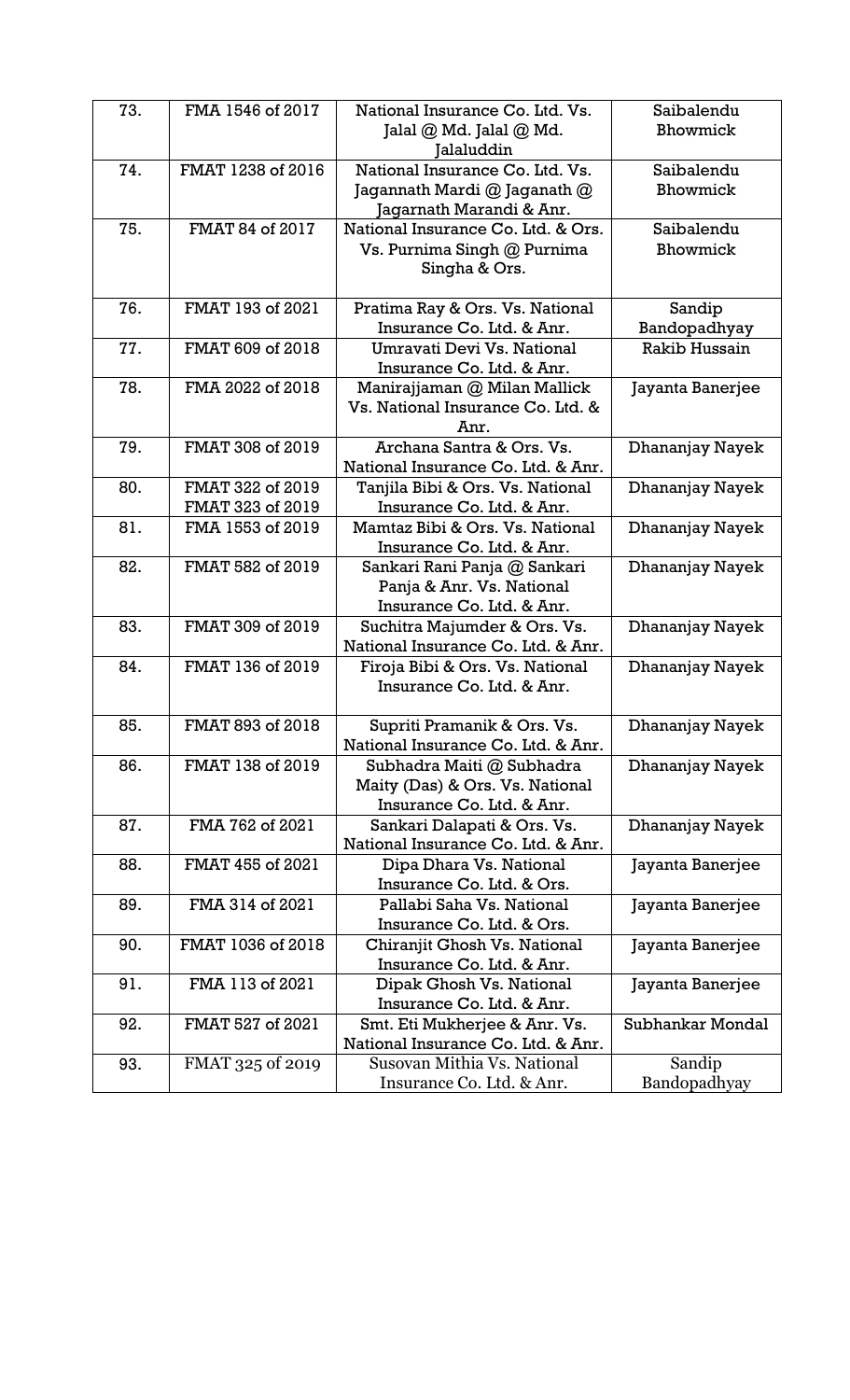| 73. | FMA 1546 of 2017 | National Insurance Co. Ltd. Vs. Jalal @ Md. Jalal @ Md. Jalaluddin | Saibalendu Bhowmick |
|---|---|---|---|
| 74. | FMAT 1238 of 2016 | National Insurance Co. Ltd. Vs. Jagannath Mardi @ Jaganath @ Jagarnath Marandi & Anr. | Saibalendu Bhowmick |
| 75. | FMAT 84 of 2017 | National Insurance Co. Ltd. & Ors. Vs. Purnima Singh @ Purnima Singha & Ors. | Saibalendu Bhowmick |
| 76. | FMAT 193 of 2021 | Pratima Ray & Ors. Vs. National Insurance Co. Ltd. & Anr. | Sandip Bandopadhyay |
| 77. | FMAT 609 of 2018 | Umravati Devi Vs. National Insurance Co. Ltd. & Anr. | Rakib Hussain |
| 78. | FMA 2022 of 2018 | Manirajjaman @ Milan Mallick Vs. National Insurance Co. Ltd. & Anr. | Jayanta Banerjee |
| 79. | FMAT 308 of 2019 | Archana Santra & Ors. Vs. National Insurance Co. Ltd. & Anr. | Dhananjay Nayek |
| 80. | FMAT 322 of 2019<br>FMAT 323 of 2019 | Tanjila Bibi & Ors. Vs. National Insurance Co. Ltd. & Anr. | Dhananjay Nayek |
| 81. | FMA 1553 of 2019 | Mamtaz Bibi & Ors. Vs. National Insurance Co. Ltd. & Anr. | Dhananjay Nayek |
| 82. | FMAT 582 of 2019 | Sankari Rani Panja @ Sankari Panja & Anr. Vs. National Insurance Co. Ltd. & Anr. | Dhananjay Nayek |
| 83. | FMAT 309 of 2019 | Suchitra Majumder & Ors. Vs. National Insurance Co. Ltd. & Anr. | Dhananjay Nayek |
| 84. | FMAT 136 of 2019 | Firoja Bibi & Ors. Vs. National Insurance Co. Ltd. & Anr. | Dhananjay Nayek |
| 85. | FMAT 893 of 2018 | Supriti Pramanik & Ors. Vs. National Insurance Co. Ltd. & Anr. | Dhananjay Nayek |
| 86. | FMAT 138 of 2019 | Subhadra Maiti @ Subhadra Maity (Das) & Ors. Vs. National Insurance Co. Ltd. & Anr. | Dhananjay Nayek |
| 87. | FMA 762 of 2021 | Sankari Dalapati & Ors. Vs. National Insurance Co. Ltd. & Anr. | Dhananjay Nayek |
| 88. | FMAT 455 of 2021 | Dipa Dhara Vs. National Insurance Co. Ltd. & Ors. | Jayanta Banerjee |
| 89. | FMA 314 of 2021 | Pallabi Saha Vs. National Insurance Co. Ltd. & Ors. | Jayanta Banerjee |
| 90. | FMAT 1036 of 2018 | Chiranjit Ghosh Vs. National Insurance Co. Ltd. & Anr. | Jayanta Banerjee |
| 91. | FMA 113 of 2021 | Dipak Ghosh Vs. National Insurance Co. Ltd. & Anr. | Jayanta Banerjee |
| 92. | FMAT 527 of 2021 | Smt. Eti Mukherjee & Anr. Vs. National Insurance Co. Ltd. & Anr. | Subhankar Mondal |
| 93. | FMAT 325 of 2019 | Susovan Mithia Vs. National Insurance Co. Ltd. & Anr. | Sandip Bandopadhyay |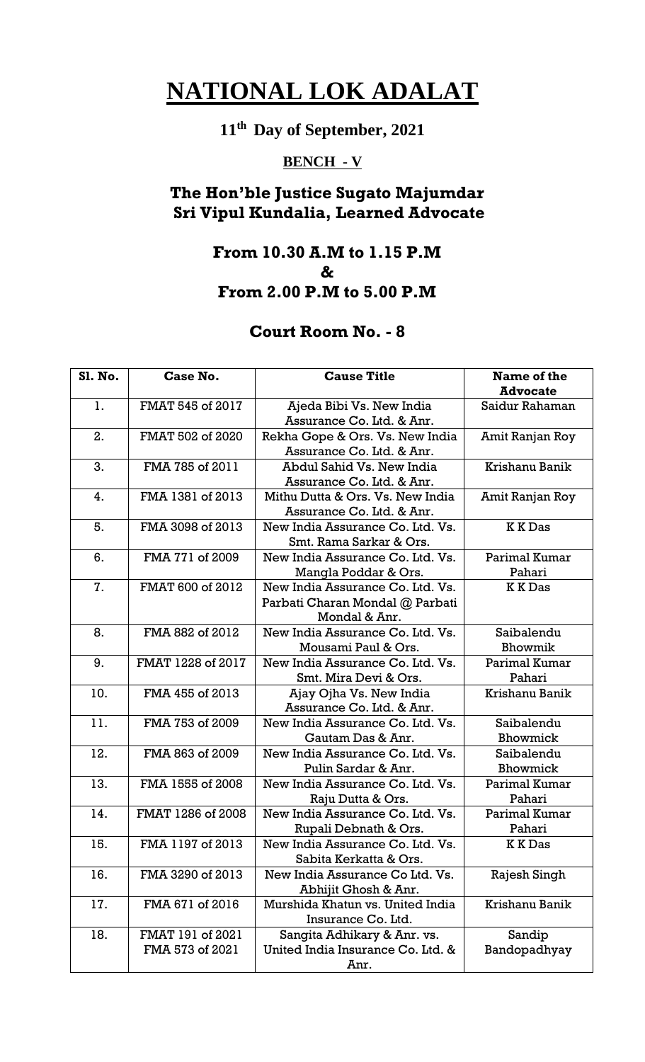# NATIONAL LOK ADALAT

## 11th Day of September, 2021

### BENCH - V

## The Hon'ble Justice Sugato Majumdar
## Sri Vipul Kundalia, Learned Advocate

### From 10.30 A.M to 1.15 P.M
### &
### From 2.00 P.M to 5.00 P.M

## Court Room No. - 8

| Sl. No. | Case No. | Cause Title | Name of the Advocate |
|---|---|---|---|
| 1. | FMAT 545 of 2017 | Ajeda Bibi Vs. New India Assurance Co. Ltd. & Anr. | Saidur Rahaman |
| 2. | FMAT 502 of 2020 | Rekha Gope & Ors. Vs. New India Assurance Co. Ltd. & Anr. | Amit Ranjan Roy |
| 3. | FMA 785 of 2011 | Abdul Sahid Vs. New India Assurance Co. Ltd. & Anr. | Krishanu Banik |
| 4. | FMA 1381 of 2013 | Mithu Dutta & Ors. Vs. New India Assurance Co. Ltd. & Anr. | Amit Ranjan Roy |
| 5. | FMA 3098 of 2013 | New India Assurance Co. Ltd. Vs. Smt. Rama Sarkar & Ors. | K K Das |
| 6. | FMA 771 of 2009 | New India Assurance Co. Ltd. Vs. Mangla Poddar & Ors. | Parimal Kumar Pahari |
| 7. | FMAT 600 of 2012 | New India Assurance Co. Ltd. Vs. Parbati Charan Mondal @ Parbati Mondal & Anr. | K K Das |
| 8. | FMA 882 of 2012 | New India Assurance Co. Ltd. Vs. Mousami Paul & Ors. | Saibalendu Bhowmik |
| 9. | FMAT 1228 of 2017 | New India Assurance Co. Ltd. Vs. Smt. Mira Devi & Ors. | Parimal Kumar Pahari |
| 10. | FMA 455 of 2013 | Ajay Ojha Vs. New India Assurance Co. Ltd. & Anr. | Krishanu Banik |
| 11. | FMA 753 of 2009 | New India Assurance Co. Ltd. Vs. Gautam Das & Anr. | Saibalendu Bhowmick |
| 12. | FMA 863 of 2009 | New India Assurance Co. Ltd. Vs. Pulin Sardar & Anr. | Saibalendu Bhowmick |
| 13. | FMA 1555 of 2008 | New India Assurance Co. Ltd. Vs. Raju Dutta & Ors. | Parimal Kumar Pahari |
| 14. | FMAT 1286 of 2008 | New India Assurance Co. Ltd. Vs. Rupali Debnath & Ors. | Parimal Kumar Pahari |
| 15. | FMA 1197 of 2013 | New India Assurance Co. Ltd. Vs. Sabita Kerkatta & Ors. | K K Das |
| 16. | FMA 3290 of 2013 | New India Assurance Co Ltd. Vs. Abhijit Ghosh & Anr. | Rajesh Singh |
| 17. | FMA 671 of 2016 | Murshida Khatun vs. United India Insurance Co. Ltd. | Krishanu Banik |
| 18. | FMAT 191 of 2021<br>FMA 573 of 2021 | Sangita Adhikary & Anr. vs. United India Insurance Co. Ltd. & Anr. | Sandip Bandopadhyay |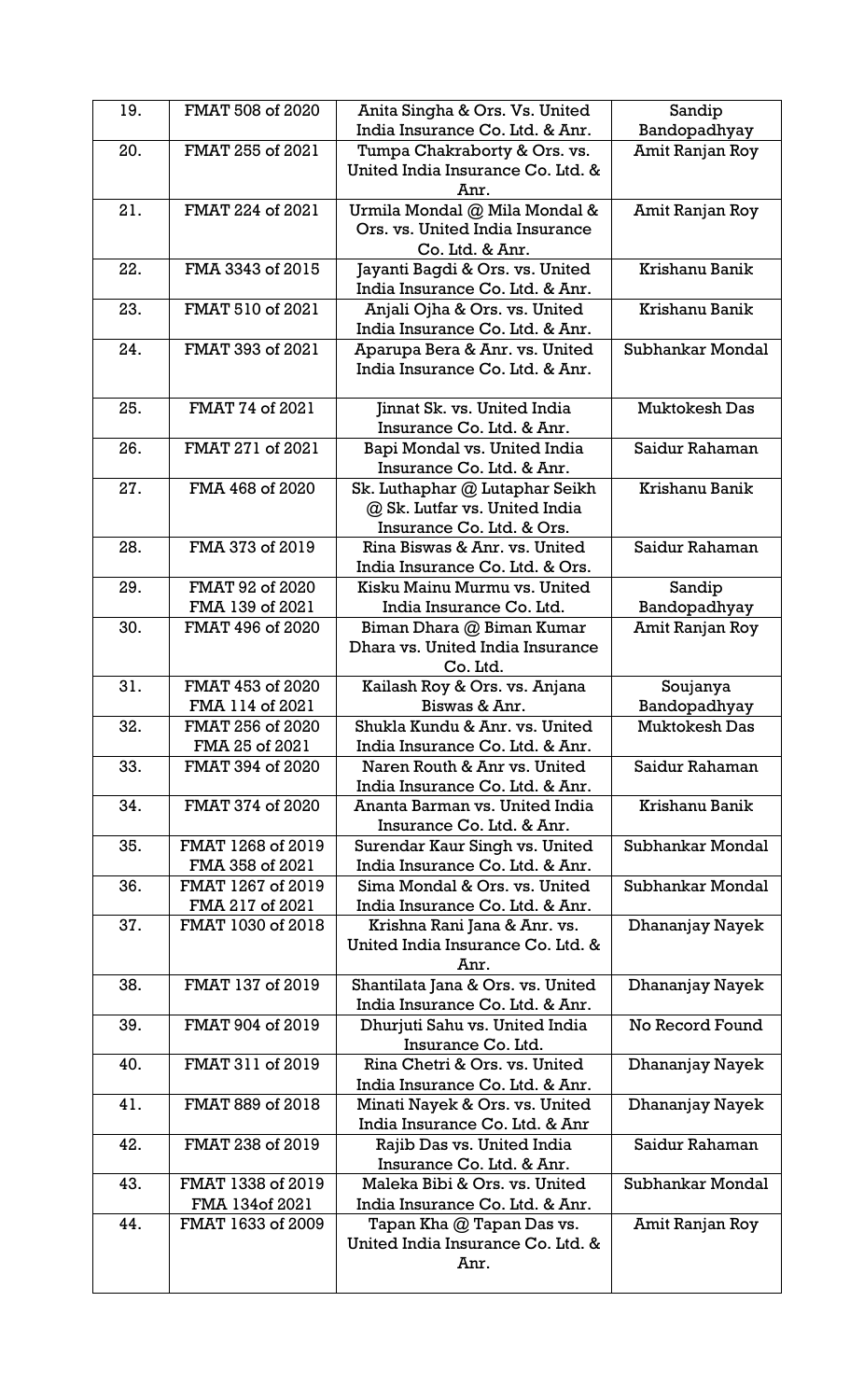| 19. | FMAT 508 of 2020 | Anita Singha & Ors. Vs. United India Insurance Co. Ltd. & Anr. | Sandip Bandopadhyay |
|---|---|---|---|
| 20. | FMAT 255 of 2021 | Tumpa Chakraborty & Ors. vs. United India Insurance Co. Ltd. & Anr. | Amit Ranjan Roy |
| 21. | FMAT 224 of 2021 | Urmila Mondal @ Mila Mondal & Ors. vs. United India Insurance Co. Ltd. & Anr. | Amit Ranjan Roy |
| 22. | FMA 3343 of 2015 | Jayanti Bagdi & Ors. vs. United India Insurance Co. Ltd. & Anr. | Krishanu Banik |
| 23. | FMAT 510 of 2021 | Anjali Ojha & Ors. vs. United India Insurance Co. Ltd. & Anr. | Krishanu Banik |
| 24. | FMAT 393 of 2021 | Aparupa Bera & Anr. vs. United India Insurance Co. Ltd. & Anr. | Subhankar Mondal |
| 25. | FMAT 74 of 2021 | Jinnat Sk. vs. United India Insurance Co. Ltd. & Anr. | Muktokesh Das |
| 26. | FMAT 271 of 2021 | Bapi Mondal vs. United India Insurance Co. Ltd. & Anr. | Saidur Rahaman |
| 27. | FMA 468 of 2020 | Sk. Luthaphar @ Lutaphar Seikh @ Sk. Lutfar vs. United India Insurance Co. Ltd. & Ors. | Krishanu Banik |
| 28. | FMA 373 of 2019 | Rina Biswas & Anr. vs. United India Insurance Co. Ltd. & Ors. | Saidur Rahaman |
| 29. | FMAT 92 of 2020 FMA 139 of 2021 | Kisku Mainu Murmu vs. United India Insurance Co. Ltd. | Sandip Bandopadhyay |
| 30. | FMAT 496 of 2020 | Biman Dhara @ Biman Kumar Dhara vs. United India Insurance Co. Ltd. | Amit Ranjan Roy |
| 31. | FMAT 453 of 2020 FMA 114 of 2021 | Kailash Roy & Ors. vs. Anjana Biswas & Anr. | Soujanya Bandopadhyay |
| 32. | FMAT 256 of 2020 FMA 25 of 2021 | Shukla Kundu & Anr. vs. United India Insurance Co. Ltd. & Anr. | Muktokesh Das |
| 33. | FMAT 394 of 2020 | Naren Routh & Anr vs. United India Insurance Co. Ltd. & Anr. | Saidur Rahaman |
| 34. | FMAT 374 of 2020 | Ananta Barman vs. United India Insurance Co. Ltd. & Anr. | Krishanu Banik |
| 35. | FMAT 1268 of 2019 FMA 358 of 2021 | Surendar Kaur Singh vs. United India Insurance Co. Ltd. & Anr. | Subhankar Mondal |
| 36. | FMAT 1267 of 2019 FMA 217 of 2021 | Sima Mondal & Ors. vs. United India Insurance Co. Ltd. & Anr. | Subhankar Mondal |
| 37. | FMAT 1030 of 2018 | Krishna Rani Jana & Anr. vs. United India Insurance Co. Ltd. & Anr. | Dhananjay Nayek |
| 38. | FMAT 137 of 2019 | Shantilata Jana & Ors. vs. United India Insurance Co. Ltd. & Anr. | Dhananjay Nayek |
| 39. | FMAT 904 of 2019 | Dhurjuti Sahu vs. United India Insurance Co. Ltd. | No Record Found |
| 40. | FMAT 311 of 2019 | Rina Chetri & Ors. vs. United India Insurance Co. Ltd. & Anr. | Dhananjay Nayek |
| 41. | FMAT 889 of 2018 | Minati Nayek & Ors. vs. United India Insurance Co. Ltd. & Anr | Dhananjay Nayek |
| 42. | FMAT 238 of 2019 | Rajib Das vs. United India Insurance Co. Ltd. & Anr. | Saidur Rahaman |
| 43. | FMAT 1338 of 2019 FMA 134of 2021 | Maleka Bibi & Ors. vs. United India Insurance Co. Ltd. & Anr. | Subhankar Mondal |
| 44. | FMAT 1633 of 2009 | Tapan Kha @ Tapan Das vs. United India Insurance Co. Ltd. & Anr. | Amit Ranjan Roy |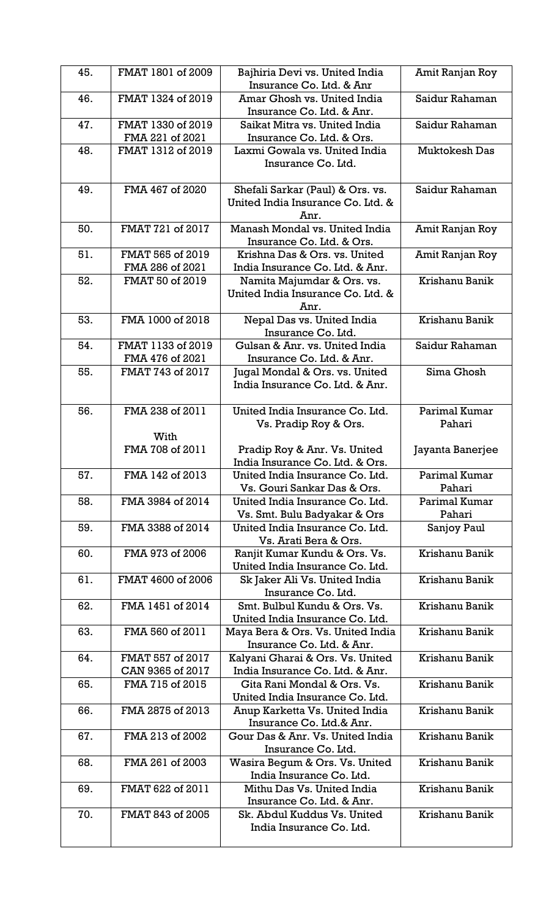| 45. | FMAT 1801 of 2009 | Bajhiria Devi vs. United India Insurance Co. Ltd. & Anr | Amit Ranjan Roy |
|---|---|---|---|
| 46. | FMAT 1324 of 2019 | Amar Ghosh vs. United India Insurance Co. Ltd. & Anr. | Saidur Rahaman |
| 47. | FMAT 1330 of 2019<br>FMA 221 of 2021 | Saikat Mitra vs. United India Insurance Co. Ltd. & Ors. | Saidur Rahaman |
| 48. | FMAT 1312 of 2019 | Laxmi Gowala vs. United India Insurance Co. Ltd. | Muktokesh Das |
| 49. | FMA 467 of 2020 | Shefali Sarkar (Paul) & Ors. vs. United India Insurance Co. Ltd. & Anr. | Saidur Rahaman |
| 50. | FMAT 721 of 2017 | Manash Mondal vs. United India Insurance Co. Ltd. & Ors. | Amit Ranjan Roy |
| 51. | FMAT 565 of 2019<br>FMA 286 of 2021 | Krishna Das & Ors. vs. United India Insurance Co. Ltd. & Anr. | Amit Ranjan Roy |
| 52. | FMAT 50 of 2019 | Namita Majumdar & Ors. vs. United India Insurance Co. Ltd. & Anr. | Krishanu Banik |
| 53. | FMA 1000 of 2018 | Nepal Das vs. United India Insurance Co. Ltd. | Krishanu Banik |
| 54. | FMAT 1133 of 2019<br>FMA 476 of 2021 | Gulsan & Anr. vs. United India Insurance Co. Ltd. & Anr. | Saidur Rahaman |
| 55. | FMAT 743 of 2017 | Jugal Mondal & Ors. vs. United India Insurance Co. Ltd. & Anr. | Sima Ghosh |
| 56. | FMA 238 of 2011<br>With<br>FMA 708 of 2011 | United India Insurance Co. Ltd. Vs. Pradip Roy & Ors.<br><br>Pradip Roy & Anr. Vs. United India Insurance Co. Ltd. & Ors. | Parimal Kumar Pahari<br><br>Jayanta Banerjee |
| 57. | FMA 142 of 2013 | United India Insurance Co. Ltd. Vs. Gouri Sankar Das & Ors. | Parimal Kumar Pahari |
| 58. | FMA 3984 of 2014 | United India Insurance Co. Ltd. Vs. Smt. Bulu Badyakar & Ors | Parimal Kumar Pahari |
| 59. | FMA 3388 of 2014 | United India Insurance Co. Ltd. Vs. Arati Bera & Ors. | Sanjoy Paul |
| 60. | FMA 973 of 2006 | Ranjit Kumar Kundu & Ors. Vs. United India Insurance Co. Ltd. | Krishanu Banik |
| 61. | FMAT 4600 of 2006 | Sk Jaker Ali Vs. United India Insurance Co. Ltd. | Krishanu Banik |
| 62. | FMA 1451 of 2014 | Smt. Bulbul Kundu & Ors. Vs. United India Insurance Co. Ltd. | Krishanu Banik |
| 63. | FMA 560 of 2011 | Maya Bera & Ors. Vs. United India Insurance Co. Ltd. & Anr. | Krishanu Banik |
| 64. | FMAT 557 of 2017<br>CAN 9365 of 2017 | Kalyani Gharai & Ors. Vs. United India Insurance Co. Ltd. & Anr. | Krishanu Banik |
| 65. | FMA 715 of 2015 | Gita Rani Mondal & Ors. Vs. United India Insurance Co. Ltd. | Krishanu Banik |
| 66. | FMA 2875 of 2013 | Anup Karketta Vs. United India Insurance Co. Ltd.& Anr. | Krishanu Banik |
| 67. | FMA 213 of 2002 | Gour Das & Anr. Vs. United India Insurance Co. Ltd. | Krishanu Banik |
| 68. | FMA 261 of 2003 | Wasira Begum & Ors. Vs. United India Insurance Co. Ltd. | Krishanu Banik |
| 69. | FMAT 622 of 2011 | Mithu Das Vs. United India Insurance Co. Ltd. & Anr. | Krishanu Banik |
| 70. | FMAT 843 of 2005 | Sk. Abdul Kuddus Vs. United India Insurance Co. Ltd. | Krishanu Banik |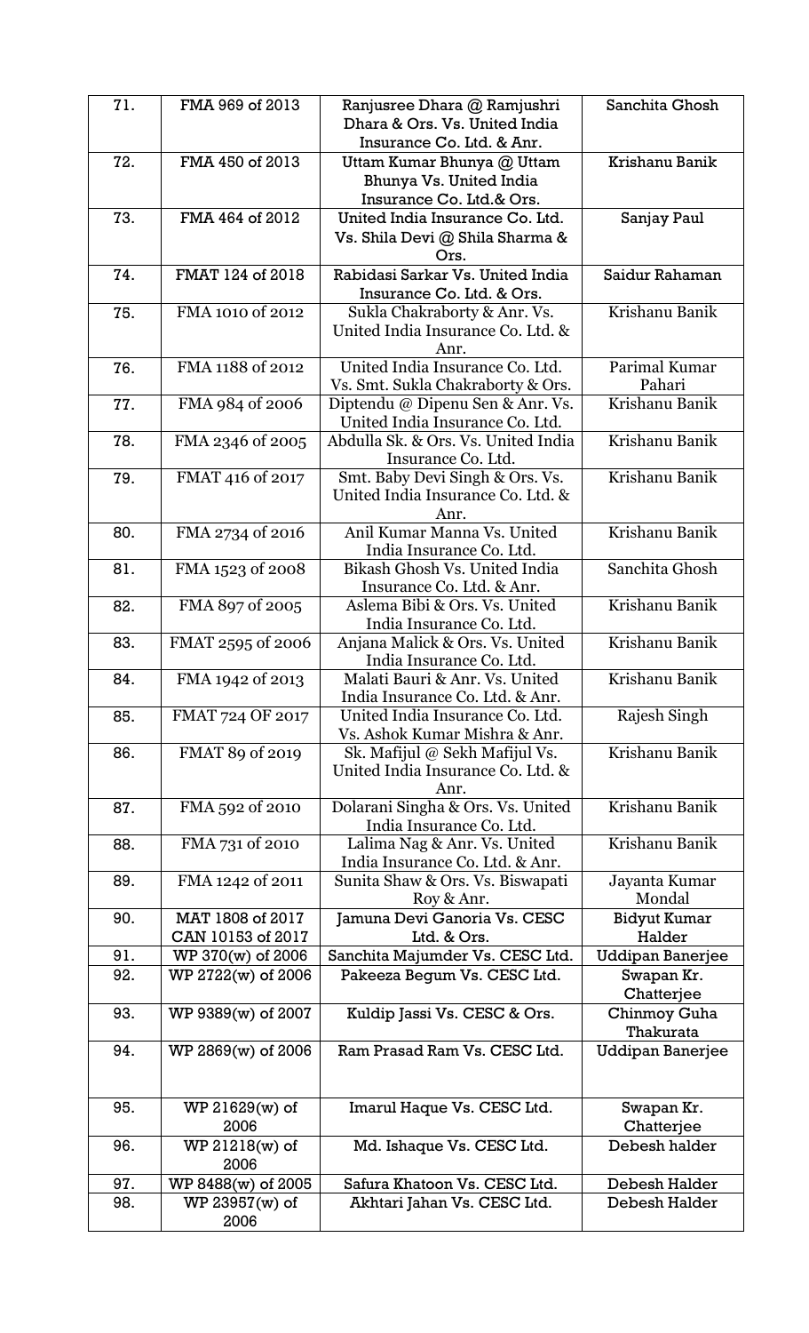| | | | |
|---|---|---|---|
| 71. | FMA 969 of 2013 | Ranjusree Dhara @ Ramjushri Dhara & Ors. Vs. United India Insurance Co. Ltd. & Anr. | Sanchita Ghosh |
| 72. | FMA 450 of 2013 | Uttam Kumar Bhunya @ Uttam Bhunya Vs. United India Insurance Co. Ltd.& Ors. | Krishanu Banik |
| 73. | FMA 464 of 2012 | United India Insurance Co. Ltd. Vs. Shila Devi @ Shila Sharma & Ors. | Sanjay Paul |
| 74. | FMAT 124 of 2018 | Rabidasi Sarkar Vs. United India Insurance Co. Ltd. & Ors. | Saidur Rahaman |
| 75. | FMA 1010 of 2012 | Sukla Chakraborty & Anr. Vs. United India Insurance Co. Ltd. & Anr. | Krishanu Banik |
| 76. | FMA 1188 of 2012 | United India Insurance Co. Ltd. Vs. Smt. Sukla Chakraborty & Ors. | Parimal Kumar Pahari |
| 77. | FMA 984 of 2006 | Diptendu @ Dipenu Sen & Anr. Vs. United India Insurance Co. Ltd. | Krishanu Banik |
| 78. | FMA 2346 of 2005 | Abdulla Sk. & Ors. Vs. United India Insurance Co. Ltd. | Krishanu Banik |
| 79. | FMAT 416 of 2017 | Smt. Baby Devi Singh & Ors. Vs. United India Insurance Co. Ltd. & Anr. | Krishanu Banik |
| 80. | FMA 2734 of 2016 | Anil Kumar Manna Vs. United India Insurance Co. Ltd. | Krishanu Banik |
| 81. | FMA 1523 of 2008 | Bikash Ghosh Vs. United India Insurance Co. Ltd. & Anr. | Sanchita Ghosh |
| 82. | FMA 897 of 2005 | Aslema Bibi & Ors. Vs. United India Insurance Co. Ltd. | Krishanu Banik |
| 83. | FMAT 2595 of 2006 | Anjana Malick & Ors. Vs. United India Insurance Co. Ltd. | Krishanu Banik |
| 84. | FMA 1942 of 2013 | Malati Bauri & Anr. Vs. United India Insurance Co. Ltd. & Anr. | Krishanu Banik |
| 85. | FMAT 724 OF 2017 | United India Insurance Co. Ltd. Vs. Ashok Kumar Mishra & Anr. | Rajesh Singh |
| 86. | FMAT 89 of 2019 | Sk. Mafijul @ Sekh Mafijul Vs. United India Insurance Co. Ltd. & Anr. | Krishanu Banik |
| 87. | FMA 592 of 2010 | Dolarani Singha & Ors. Vs. United India Insurance Co. Ltd. | Krishanu Banik |
| 88. | FMA 731 of 2010 | Lalima Nag & Anr. Vs. United India Insurance Co. Ltd. & Anr. | Krishanu Banik |
| 89. | FMA 1242 of 2011 | Sunita Shaw & Ors. Vs. Biswapati Roy & Anr. | Jayanta Kumar Mondal |
| 90. | MAT 1808 of 2017 CAN 10153 of 2017 | Jamuna Devi Ganoria Vs. CESC Ltd. & Ors. | Bidyut Kumar Halder |
| 91. | WP 370(w) of 2006 | Sanchita Majumder Vs. CESC Ltd. | Uddipan Banerjee |
| 92. | WP 2722(w) of 2006 | Pakeeza Begum Vs. CESC Ltd. | Swapan Kr. Chatterjee |
| 93. | WP 9389(w) of 2007 | Kuldip Jassi Vs. CESC & Ors. | Chinmoy Guha Thakurata |
| 94. | WP 2869(w) of 2006 | Ram Prasad Ram Vs. CESC Ltd. | Uddipan Banerjee |
| 95. | WP 21629(w) of 2006 | Imarul Haque Vs. CESC Ltd. | Swapan Kr. Chatterjee |
| 96. | WP 21218(w) of 2006 | Md. Ishaque Vs. CESC Ltd. | Debesh halder |
| 97. | WP 8488(w) of 2005 | Safura Khatoon Vs. CESC Ltd. | Debesh Halder |
| 98. | WP 23957(w) of 2006 | Akhtari Jahan Vs. CESC Ltd. | Debesh Halder |